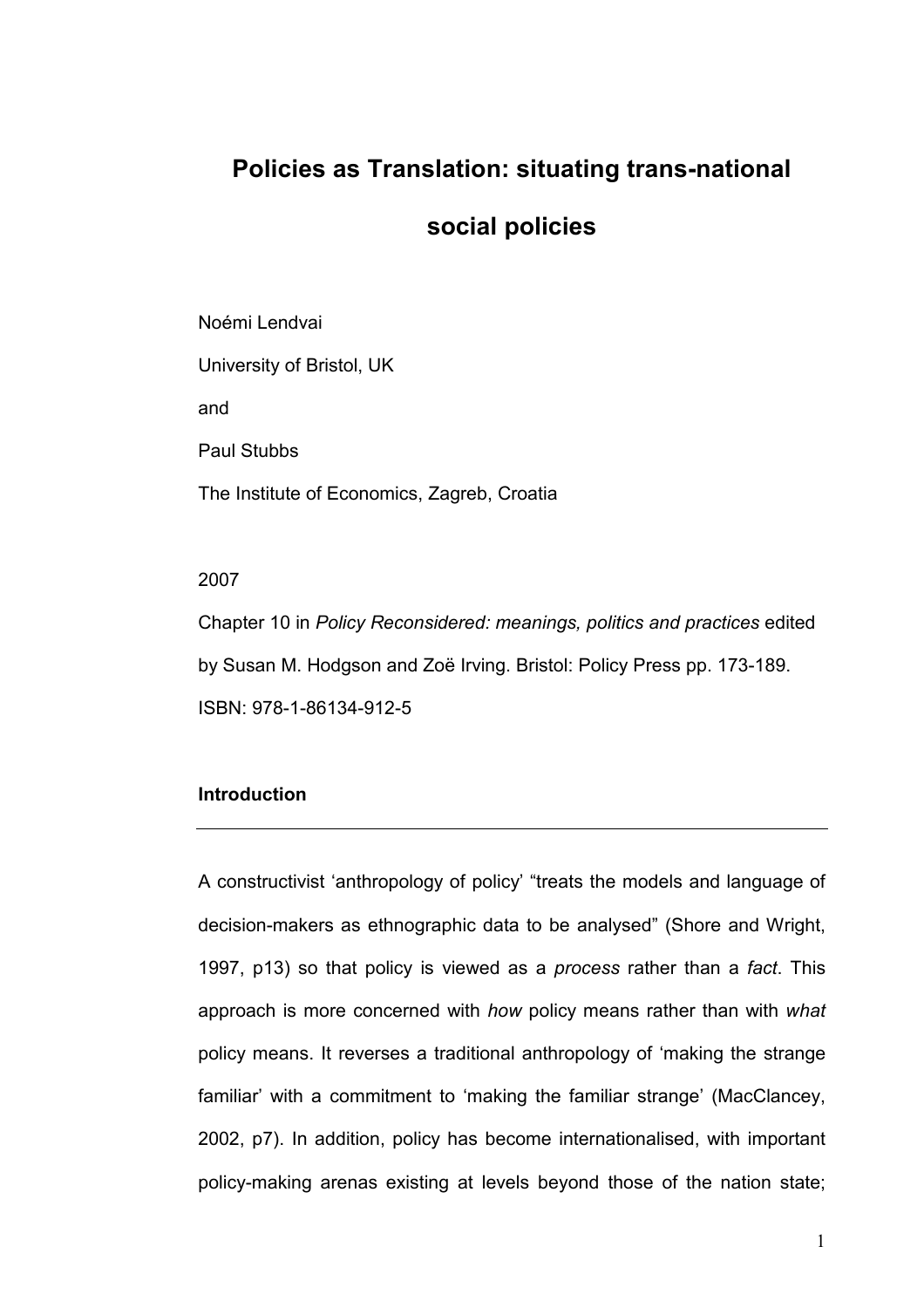# Policies as Translation: situating trans-national social policies

Noémi Lendvai

University of Bristol, UK

and

Paul Stubbs

The Institute of Economics, Zagreb, Croatia

2007

Chapter 10 in *Policy Reconsidered: meanings, politics and practices* edited by Susan M. Hodgson and Zoë Irving. Bristol: Policy Press pp. 173-189. ISBN: 978-1-86134-912-5

## Introduction

---

A constructivist 'anthropology of policy' "treats the models and language of decision-makers as ethnographic data to be analysed" (Shore and Wright, 1997, p13) so that policy is viewed as a *process* rather than a *fact*. This approach is more concerned with *how* policy means rather than with *what* policy means. It reverses a traditional anthropology of 'making the strange familiar' with a commitment to 'making the familiar strange' (MacClancey, 2002, p7). In addition, policy has become internationalised, with important policy-making arenas existing at levels beyond those of the nation state;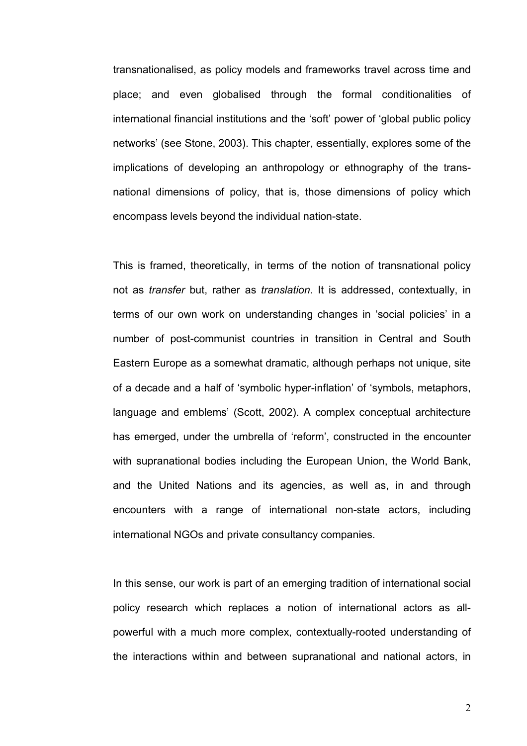transnationalised, as policy models and frameworks travel across time and place; and even globalised through the formal conditionalities of international financial institutions and the 'soft' power of 'global public policy networks' (see Stone, 2003). This chapter, essentially, explores some of the implications of developing an anthropology or ethnography of the trans-national dimensions of policy, that is, those dimensions of policy which encompass levels beyond the individual nation-state.

This is framed, theoretically, in terms of the notion of transnational policy not as *transfer* but, rather as *translation*. It is addressed, contextually, in terms of our own work on understanding changes in 'social policies' in a number of post-communist countries in transition in Central and South Eastern Europe as a somewhat dramatic, although perhaps not unique, site of a decade and a half of 'symbolic hyper-inflation' of 'symbols, metaphors, language and emblems' (Scott, 2002). A complex conceptual architecture has emerged, under the umbrella of 'reform', constructed in the encounter with supranational bodies including the European Union, the World Bank, and the United Nations and its agencies, as well as, in and through encounters with a range of international non-state actors, including international NGOs and private consultancy companies.

In this sense, our work is part of an emerging tradition of international social policy research which replaces a notion of international actors as all-powerful with a much more complex, contextually-rooted understanding of the interactions within and between supranational and national actors, in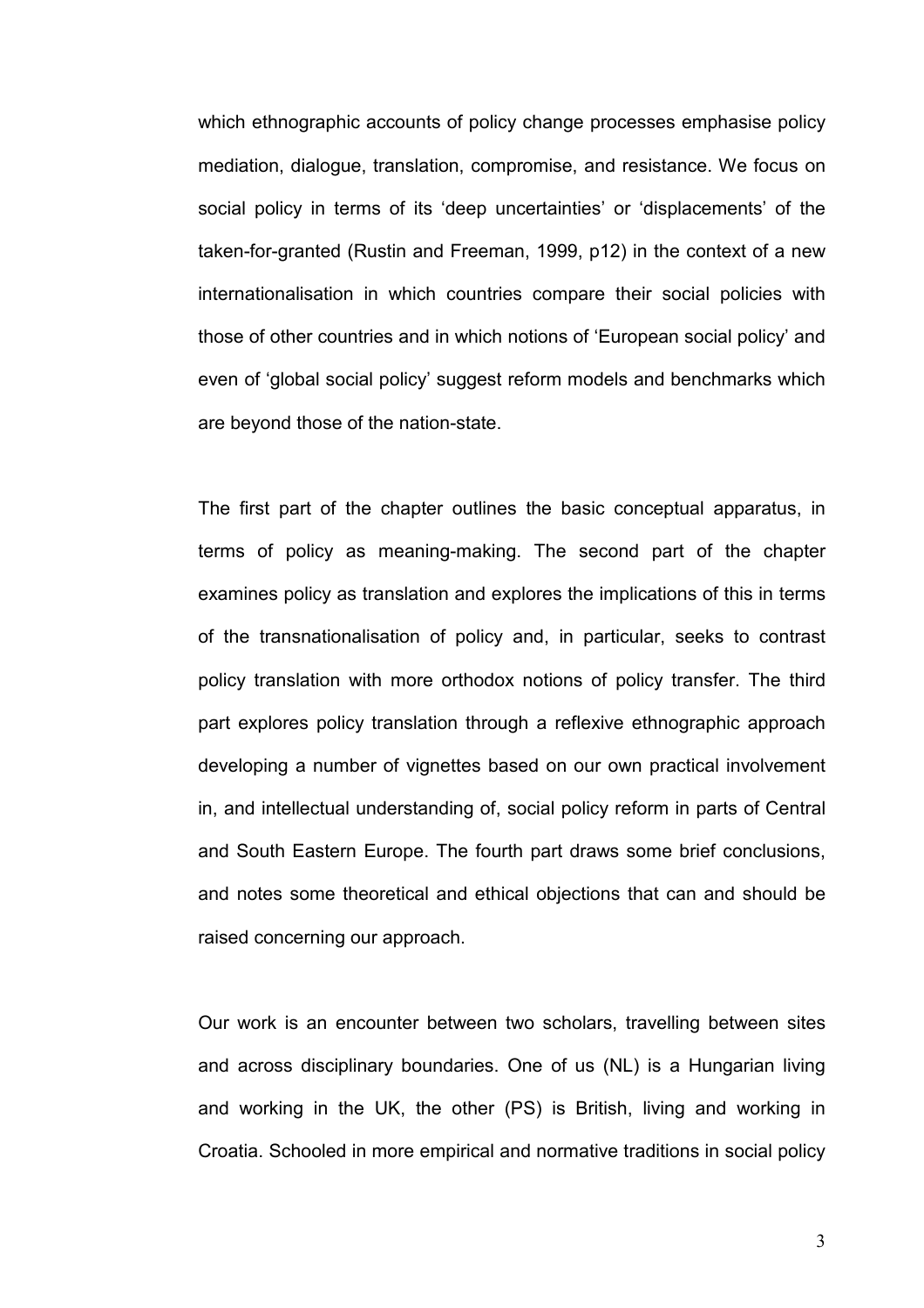which ethnographic accounts of policy change processes emphasise policy mediation, dialogue, translation, compromise, and resistance. We focus on social policy in terms of its 'deep uncertainties' or 'displacements' of the taken-for-granted (Rustin and Freeman, 1999, p12) in the context of a new internationalisation in which countries compare their social policies with those of other countries and in which notions of 'European social policy' and even of 'global social policy' suggest reform models and benchmarks which are beyond those of the nation-state.

The first part of the chapter outlines the basic conceptual apparatus, in terms of policy as meaning-making. The second part of the chapter examines policy as translation and explores the implications of this in terms of the transnationalisation of policy and, in particular, seeks to contrast policy translation with more orthodox notions of policy transfer. The third part explores policy translation through a reflexive ethnographic approach developing a number of vignettes based on our own practical involvement in, and intellectual understanding of, social policy reform in parts of Central and South Eastern Europe. The fourth part draws some brief conclusions, and notes some theoretical and ethical objections that can and should be raised concerning our approach.

Our work is an encounter between two scholars, travelling between sites and across disciplinary boundaries. One of us (NL) is a Hungarian living and working in the UK, the other (PS) is British, living and working in Croatia. Schooled in more empirical and normative traditions in social policy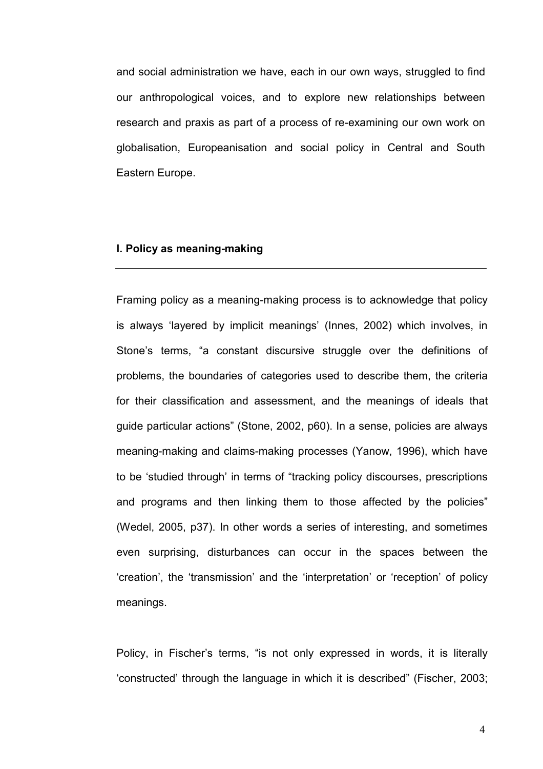and social administration we have, each in our own ways, struggled to find our anthropological voices, and to explore new relationships between research and praxis as part of a process of re-examining our own work on globalisation, Europeanisation and social policy in Central and South Eastern Europe.

## I. Policy as meaning-making

Framing policy as a meaning-making process is to acknowledge that policy is always 'layered by implicit meanings' (Innes, 2002) which involves, in Stone's terms, "a constant discursive struggle over the definitions of problems, the boundaries of categories used to describe them, the criteria for their classification and assessment, and the meanings of ideals that guide particular actions" (Stone, 2002, p60). In a sense, policies are always meaning-making and claims-making processes (Yanow, 1996), which have to be 'studied through' in terms of "tracking policy discourses, prescriptions and programs and then linking them to those affected by the policies" (Wedel, 2005, p37). In other words a series of interesting, and sometimes even surprising, disturbances can occur in the spaces between the 'creation', the 'transmission' and the 'interpretation' or 'reception' of policy meanings.

Policy, in Fischer's terms, "is not only expressed in words, it is literally 'constructed' through the language in which it is described" (Fischer, 2003;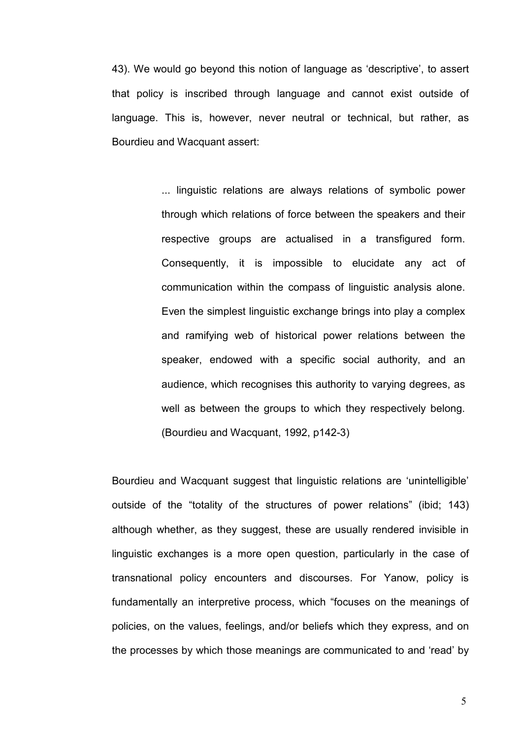43). We would go beyond this notion of language as 'descriptive', to assert that policy is inscribed through language and cannot exist outside of language. This is, however, never neutral or technical, but rather, as Bourdieu and Wacquant assert:

> ... linguistic relations are always relations of symbolic power through which relations of force between the speakers and their respective groups are actualised in a transfigured form. Consequently, it is impossible to elucidate any act of communication within the compass of linguistic analysis alone. Even the simplest linguistic exchange brings into play a complex and ramifying web of historical power relations between the speaker, endowed with a specific social authority, and an audience, which recognises this authority to varying degrees, as well as between the groups to which they respectively belong. (Bourdieu and Wacquant, 1992, p142-3)

Bourdieu and Wacquant suggest that linguistic relations are 'unintelligible' outside of the "totality of the structures of power relations" (ibid; 143) although whether, as they suggest, these are usually rendered invisible in linguistic exchanges is a more open question, particularly in the case of transnational policy encounters and discourses. For Yanow, policy is fundamentally an interpretive process, which "focuses on the meanings of policies, on the values, feelings, and/or beliefs which they express, and on the processes by which those meanings are communicated to and 'read' by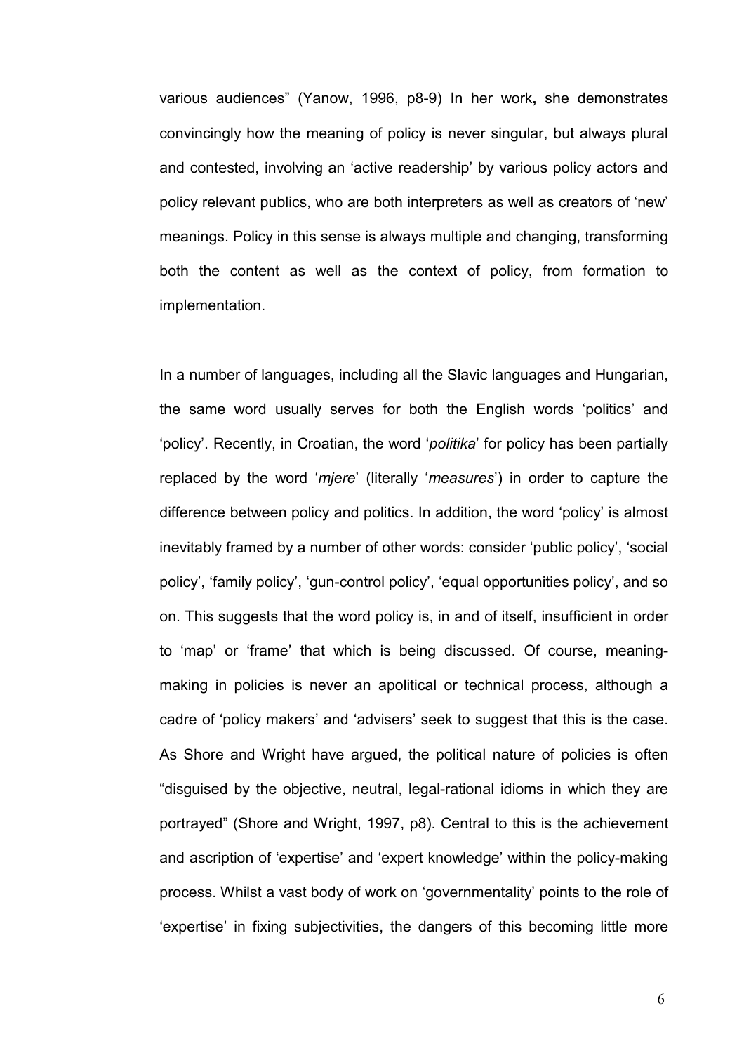various audiences" (Yanow, 1996, p8-9) In her work**,** she demonstrates convincingly how the meaning of policy is never singular, but always plural and contested, involving an 'active readership' by various policy actors and policy relevant publics, who are both interpreters as well as creators of 'new' meanings. Policy in this sense is always multiple and changing, transforming both the content as well as the context of policy, from formation to implementation.

In a number of languages, including all the Slavic languages and Hungarian, the same word usually serves for both the English words 'politics' and 'policy'. Recently, in Croatian, the word '*politika*' for policy has been partially replaced by the word '*mjere*' (literally '*measures*') in order to capture the difference between policy and politics. In addition, the word 'policy' is almost inevitably framed by a number of other words: consider 'public policy', 'social policy', 'family policy', 'gun-control policy', 'equal opportunities policy', and so on. This suggests that the word policy is, in and of itself, insufficient in order to 'map' or 'frame' that which is being discussed. Of course, meaning-making in policies is never an apolitical or technical process, although a cadre of 'policy makers' and 'advisers' seek to suggest that this is the case. As Shore and Wright have argued, the political nature of policies is often "disguised by the objective, neutral, legal-rational idioms in which they are portrayed" (Shore and Wright, 1997, p8). Central to this is the achievement and ascription of 'expertise' and 'expert knowledge' within the policy-making process. Whilst a vast body of work on 'governmentality' points to the role of 'expertise' in fixing subjectivities, the dangers of this becoming little more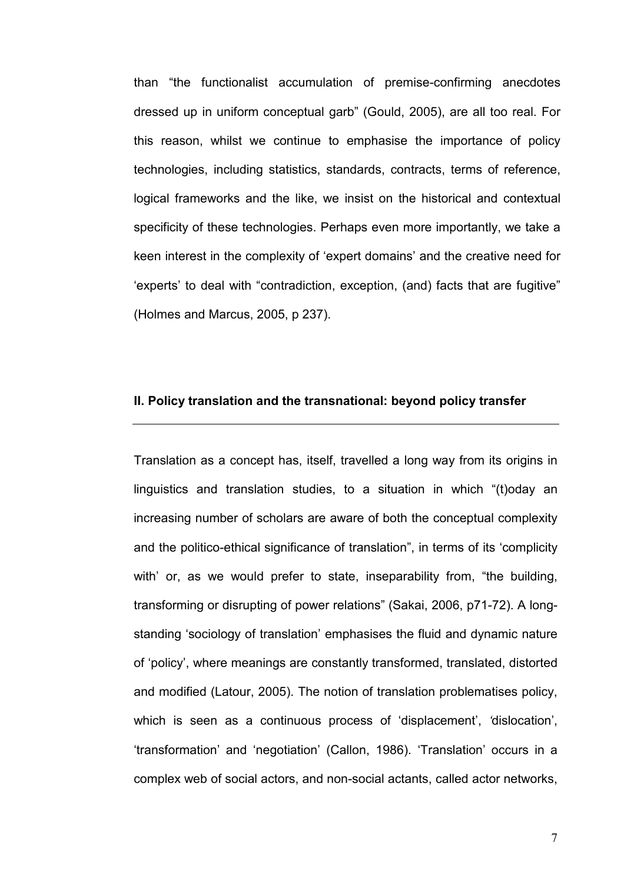than "the functionalist accumulation of premise-confirming anecdotes dressed up in uniform conceptual garb" (Gould, 2005), are all too real. For this reason, whilst we continue to emphasise the importance of policy technologies, including statistics, standards, contracts, terms of reference, logical frameworks and the like, we insist on the historical and contextual specificity of these technologies. Perhaps even more importantly, we take a keen interest in the complexity of 'expert domains' and the creative need for 'experts' to deal with "contradiction, exception, (and) facts that are fugitive" (Holmes and Marcus, 2005, p 237).

## II. Policy translation and the transnational: beyond policy transfer

Translation as a concept has, itself, travelled a long way from its origins in linguistics and translation studies, to a situation in which "(t)oday an increasing number of scholars are aware of both the conceptual complexity and the politico-ethical significance of translation", in terms of its 'complicity with' or, as we would prefer to state, inseparability from, "the building, transforming or disrupting of power relations" (Sakai, 2006, p71-72). A long-standing 'sociology of translation' emphasises the fluid and dynamic nature of 'policy', where meanings are constantly transformed, translated, distorted and modified (Latour, 2005). The notion of translation problematises policy, which is seen as a continuous process of 'displacement', 'dislocation', 'transformation' and 'negotiation' (Callon, 1986). 'Translation' occurs in a complex web of social actors, and non-social actants, called actor networks,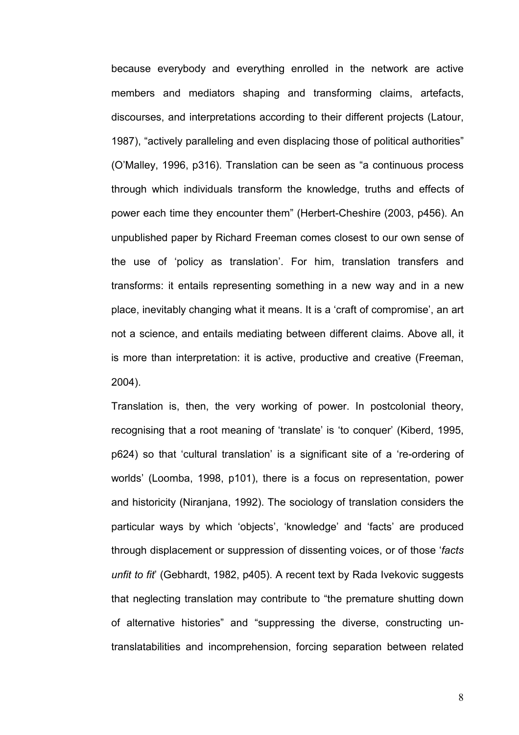because everybody and everything enrolled in the network are active members and mediators shaping and transforming claims, artefacts, discourses, and interpretations according to their different projects (Latour, 1987), "actively paralleling and even displacing those of political authorities" (O'Malley, 1996, p316). Translation can be seen as "a continuous process through which individuals transform the knowledge, truths and effects of power each time they encounter them" (Herbert-Cheshire (2003, p456). An unpublished paper by Richard Freeman comes closest to our own sense of the use of 'policy as translation'. For him, translation transfers and transforms: it entails representing something in a new way and in a new place, inevitably changing what it means. It is a 'craft of compromise', an art not a science, and entails mediating between different claims. Above all, it is more than interpretation: it is active, productive and creative (Freeman, 2004).

Translation is, then, the very working of power. In postcolonial theory, recognising that a root meaning of 'translate' is 'to conquer' (Kiberd, 1995, p624) so that 'cultural translation' is a significant site of a 're-ordering of worlds' (Loomba, 1998, p101), there is a focus on representation, power and historicity (Niranjana, 1992). The sociology of translation considers the particular ways by which 'objects', 'knowledge' and 'facts' are produced through displacement or suppression of dissenting voices, or of those '*facts unfit to fit*' (Gebhardt, 1982, p405). A recent text by Rada Ivekovic suggests that neglecting translation may contribute to "the premature shutting down of alternative histories" and "suppressing the diverse, constructing un-translatabilities and incomprehension, forcing separation between related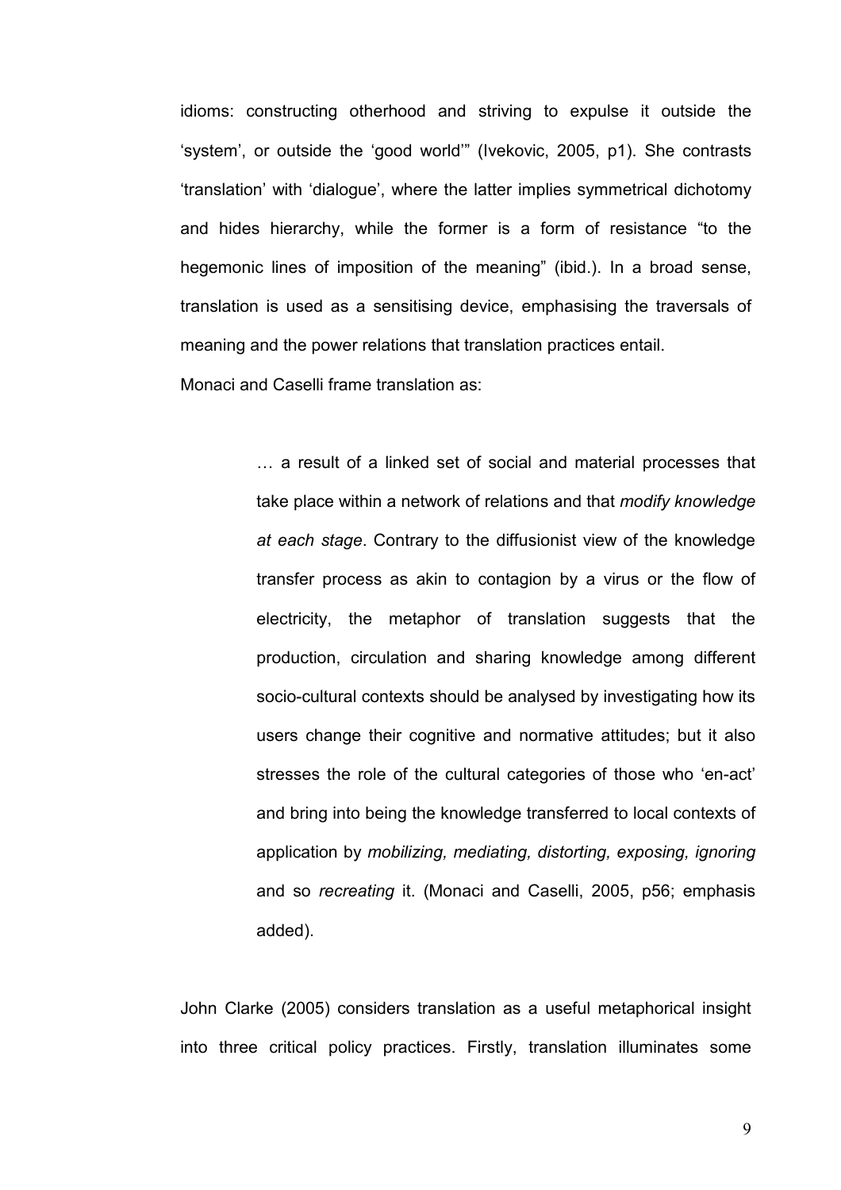idioms: constructing otherhood and striving to expulse it outside the 'system', or outside the 'good world'" (Ivekovic, 2005, p1). She contrasts 'translation' with 'dialogue', where the latter implies symmetrical dichotomy and hides hierarchy, while the former is a form of resistance "to the hegemonic lines of imposition of the meaning" (ibid.). In a broad sense, translation is used as a sensitising device, emphasising the traversals of meaning and the power relations that translation practices entail.

Monaci and Caselli frame translation as:

> … a result of a linked set of social and material processes that take place within a network of relations and that *modify knowledge at each stage*. Contrary to the diffusionist view of the knowledge transfer process as akin to contagion by a virus or the flow of electricity, the metaphor of translation suggests that the production, circulation and sharing knowledge among different socio-cultural contexts should be analysed by investigating how its users change their cognitive and normative attitudes; but it also stresses the role of the cultural categories of those who 'en-act' and bring into being the knowledge transferred to local contexts of application by *mobilizing, mediating, distorting, exposing, ignoring* and so *recreating* it. (Monaci and Caselli, 2005, p56; emphasis added).

John Clarke (2005) considers translation as a useful metaphorical insight into three critical policy practices. Firstly, translation illuminates some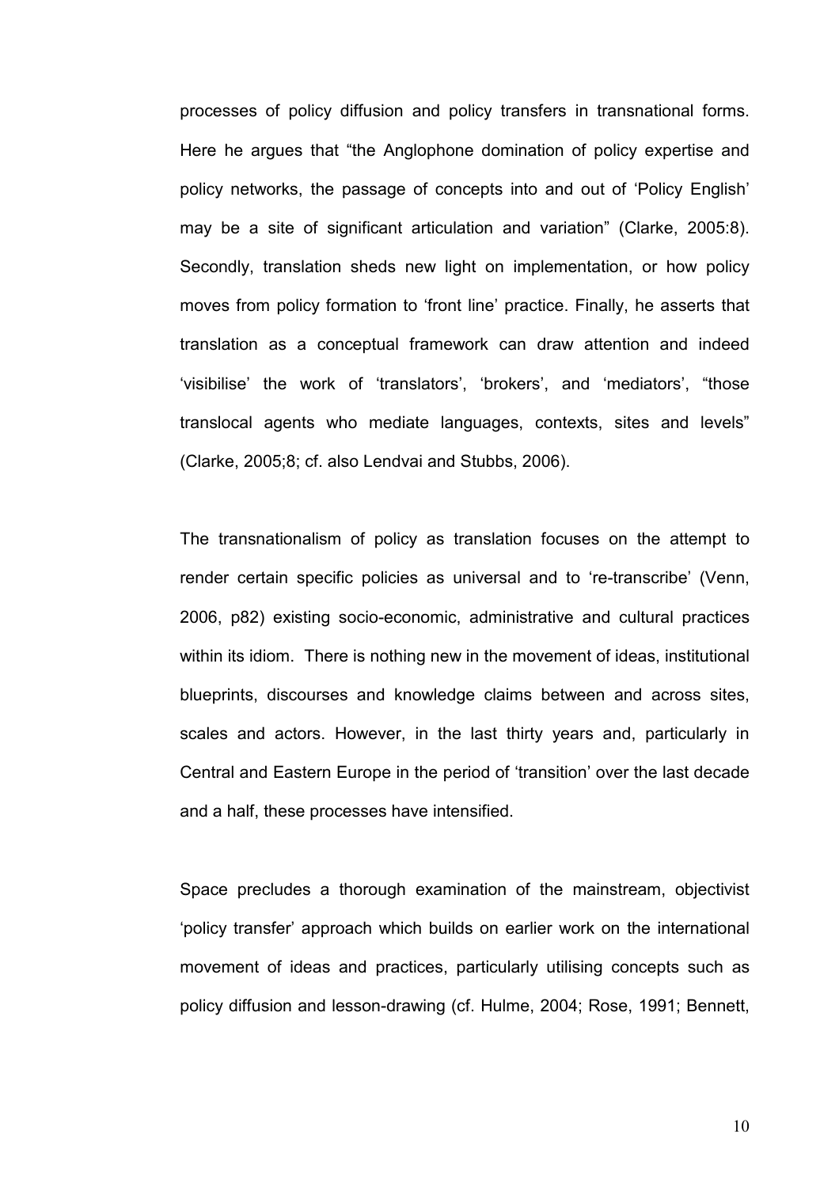processes of policy diffusion and policy transfers in transnational forms. Here he argues that "the Anglophone domination of policy expertise and policy networks, the passage of concepts into and out of 'Policy English' may be a site of significant articulation and variation" (Clarke, 2005:8). Secondly, translation sheds new light on implementation, or how policy moves from policy formation to 'front line' practice. Finally, he asserts that translation as a conceptual framework can draw attention and indeed 'visibilise' the work of 'translators', 'brokers', and 'mediators', "those translocal agents who mediate languages, contexts, sites and levels" (Clarke, 2005;8; cf. also Lendvai and Stubbs, 2006).

The transnationalism of policy as translation focuses on the attempt to render certain specific policies as universal and to 're-transcribe' (Venn, 2006, p82) existing socio-economic, administrative and cultural practices within its idiom. There is nothing new in the movement of ideas, institutional blueprints, discourses and knowledge claims between and across sites, scales and actors. However, in the last thirty years and, particularly in Central and Eastern Europe in the period of 'transition' over the last decade and a half, these processes have intensified.

Space precludes a thorough examination of the mainstream, objectivist 'policy transfer' approach which builds on earlier work on the international movement of ideas and practices, particularly utilising concepts such as policy diffusion and lesson-drawing (cf. Hulme, 2004; Rose, 1991; Bennett,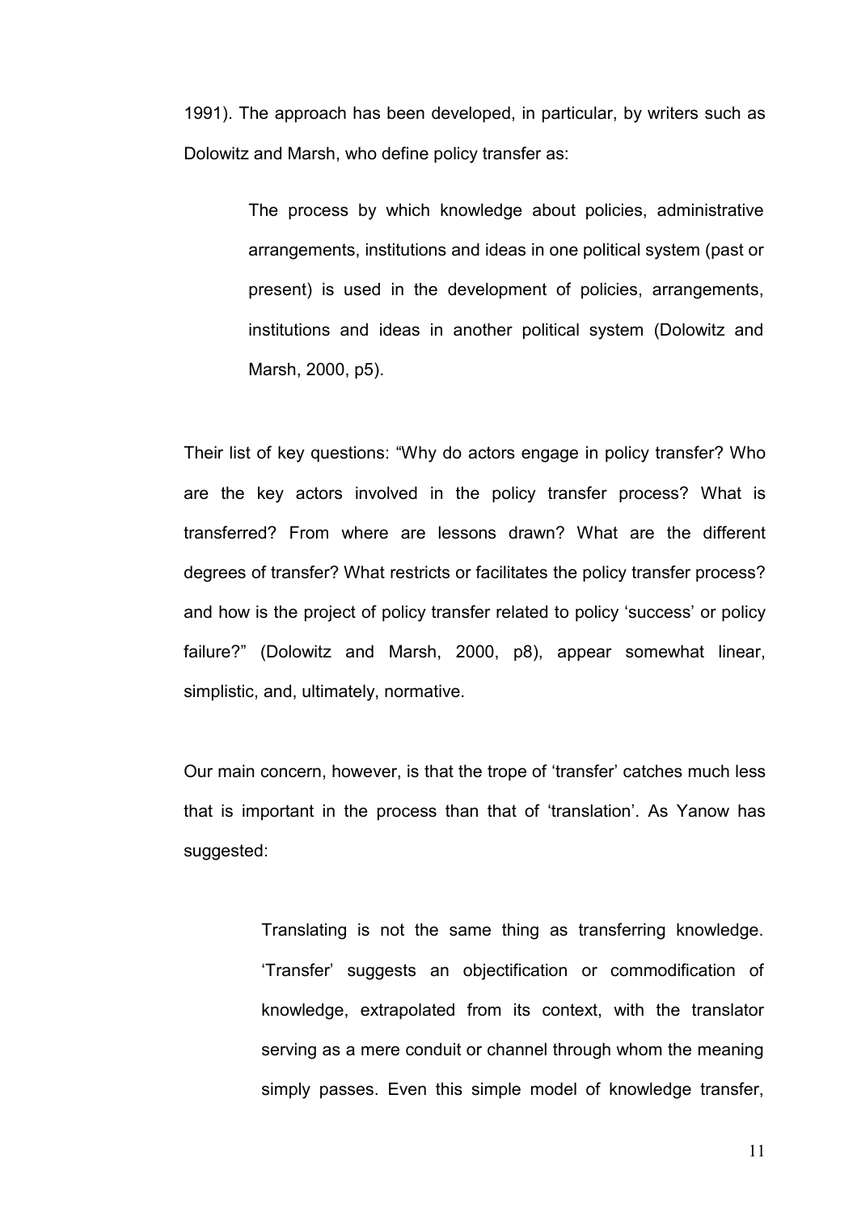1991). The approach has been developed, in particular, by writers such as Dolowitz and Marsh, who define policy transfer as:

> The process by which knowledge about policies, administrative arrangements, institutions and ideas in one political system (past or present) is used in the development of policies, arrangements, institutions and ideas in another political system (Dolowitz and Marsh, 2000, p5).

Their list of key questions: "Why do actors engage in policy transfer? Who are the key actors involved in the policy transfer process? What is transferred? From where are lessons drawn? What are the different degrees of transfer? What restricts or facilitates the policy transfer process? and how is the project of policy transfer related to policy 'success' or policy failure?" (Dolowitz and Marsh, 2000, p8), appear somewhat linear, simplistic, and, ultimately, normative.

Our main concern, however, is that the trope of 'transfer' catches much less that is important in the process than that of 'translation'. As Yanow has suggested:

> Translating is not the same thing as transferring knowledge. 'Transfer' suggests an objectification or commodification of knowledge, extrapolated from its context, with the translator serving as a mere conduit or channel through whom the meaning simply passes. Even this simple model of knowledge transfer,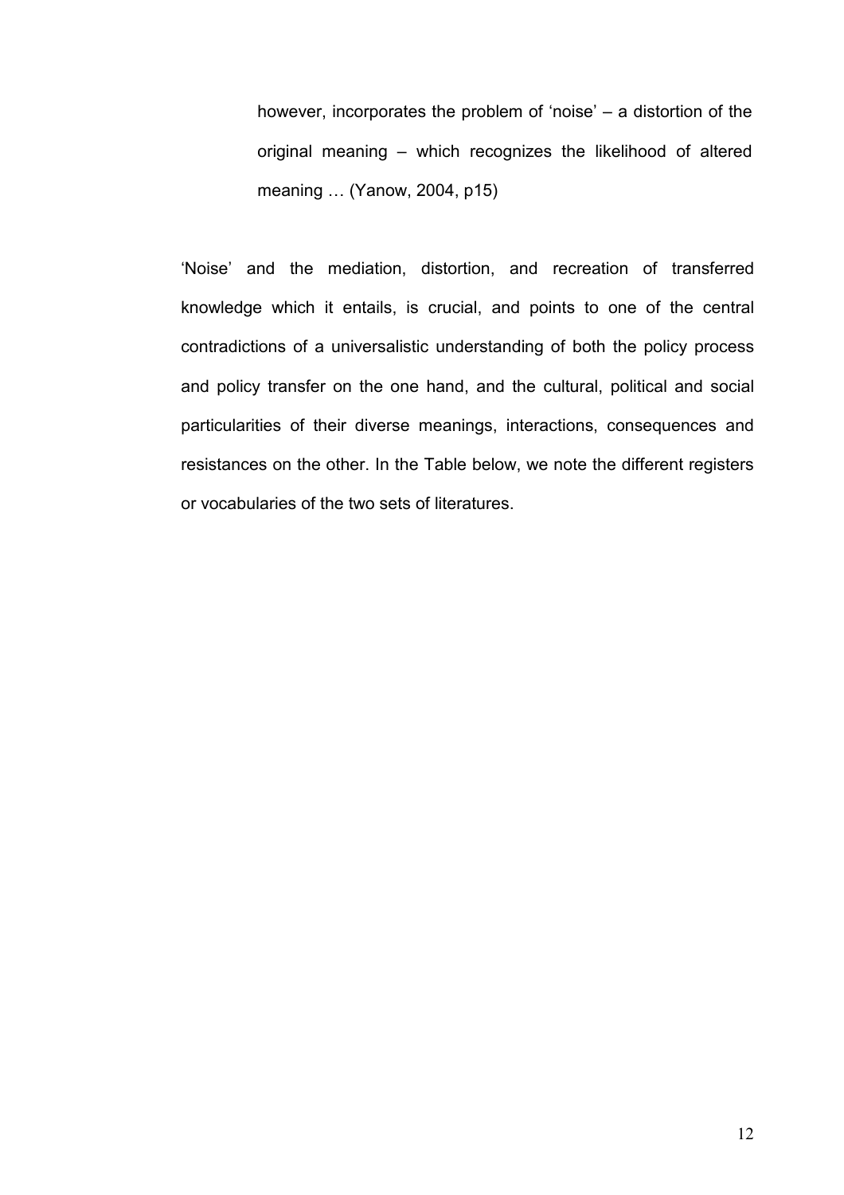> however, incorporates the problem of 'noise' – a distortion of the original meaning – which recognizes the likelihood of altered meaning … (Yanow, 2004, p15)

'Noise' and the mediation, distortion, and recreation of transferred knowledge which it entails, is crucial, and points to one of the central contradictions of a universalistic understanding of both the policy process and policy transfer on the one hand, and the cultural, political and social particularities of their diverse meanings, interactions, consequences and resistances on the other. In the Table below, we note the different registers or vocabularies of the two sets of literatures.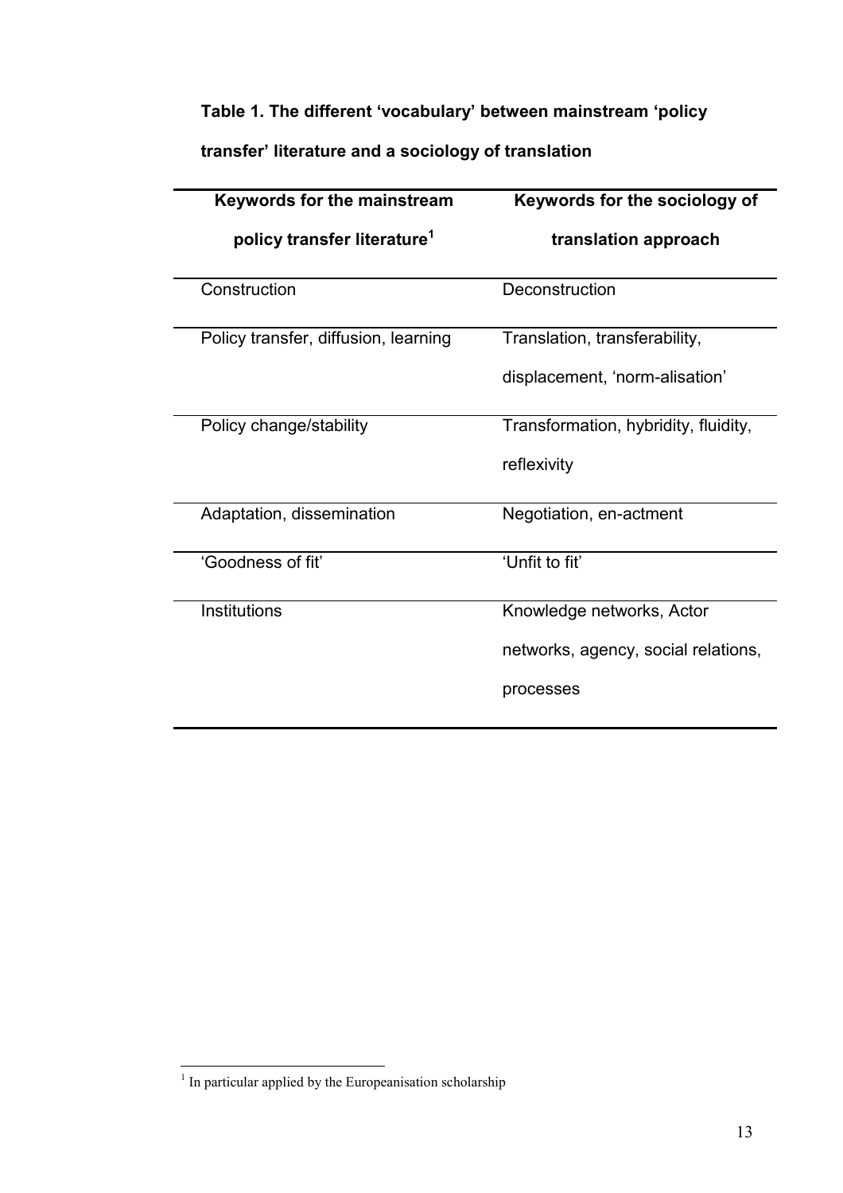**Table 1. The different 'vocabulary' between mainstream 'policy transfer' literature and a sociology of translation**

| Keywords for the mainstream policy transfer literature[1] | Keywords for the sociology of translation approach |
|---|---|
| Construction | Deconstruction |
| Policy transfer, diffusion, learning | Translation, transferability, displacement, 'norm-alisation' |
| Policy change/stability | Transformation, hybridity, fluidity, reflexivity |
| Adaptation, dissemination | Negotiation, en-actment |
| 'Goodness of fit' | 'Unfit to fit' |
| Institutions | Knowledge networks, Actor networks, agency, social relations, processes |

[1] In particular applied by the Europeanisation scholarship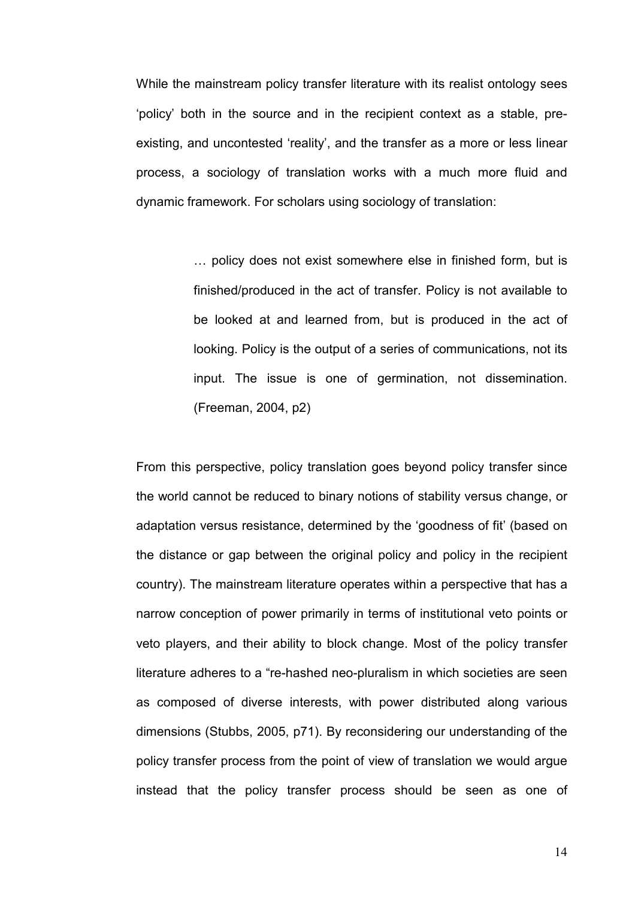While the mainstream policy transfer literature with its realist ontology sees 'policy' both in the source and in the recipient context as a stable, pre-existing, and uncontested 'reality', and the transfer as a more or less linear process, a sociology of translation works with a much more fluid and dynamic framework. For scholars using sociology of translation:

> … policy does not exist somewhere else in finished form, but is finished/produced in the act of transfer. Policy is not available to be looked at and learned from, but is produced in the act of looking. Policy is the output of a series of communications, not its input. The issue is one of germination, not dissemination. (Freeman, 2004, p2)

From this perspective, policy translation goes beyond policy transfer since the world cannot be reduced to binary notions of stability versus change, or adaptation versus resistance, determined by the 'goodness of fit' (based on the distance or gap between the original policy and policy in the recipient country). The mainstream literature operates within a perspective that has a narrow conception of power primarily in terms of institutional veto points or veto players, and their ability to block change. Most of the policy transfer literature adheres to a "re-hashed neo-pluralism in which societies are seen as composed of diverse interests, with power distributed along various dimensions (Stubbs, 2005, p71). By reconsidering our understanding of the policy transfer process from the point of view of translation we would argue instead that the policy transfer process should be seen as one of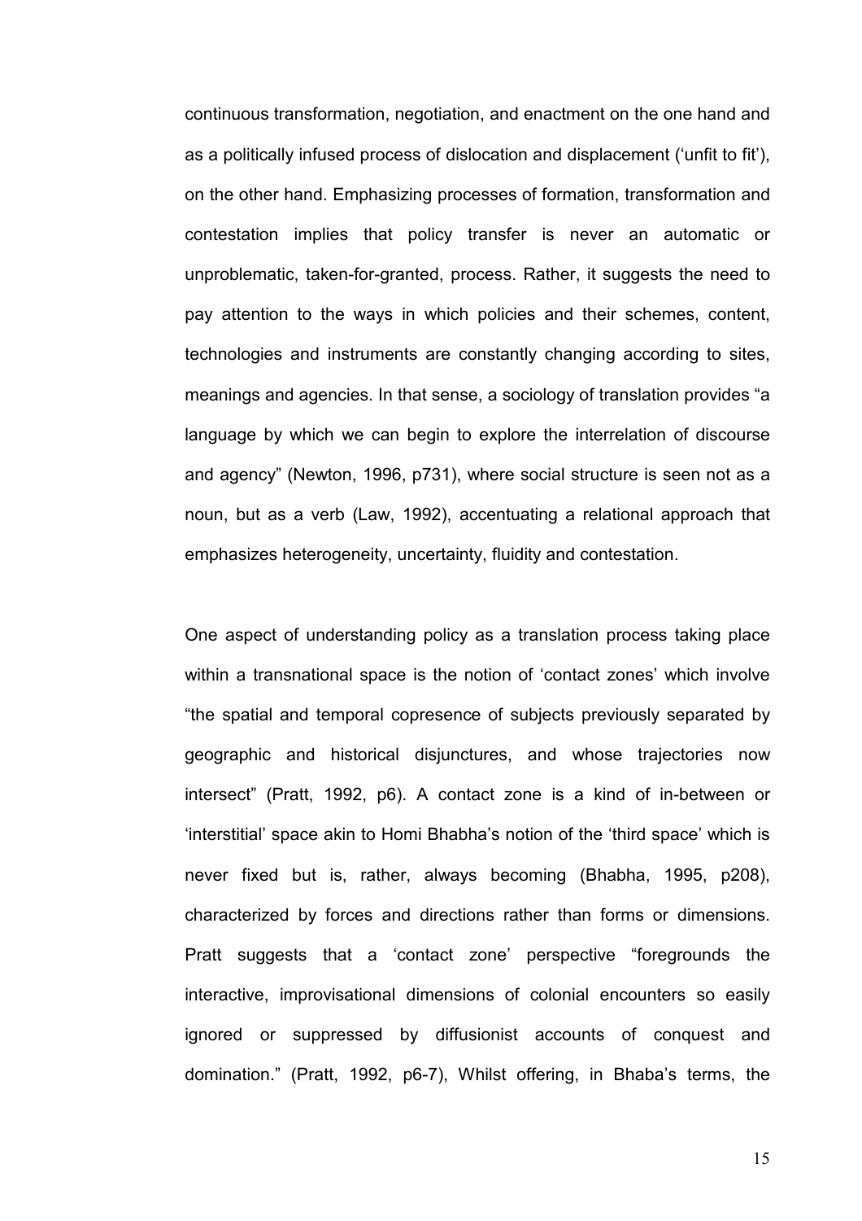continuous transformation, negotiation, and enactment on the one hand and as a politically infused process of dislocation and displacement ('unfit to fit'), on the other hand. Emphasizing processes of formation, transformation and contestation implies that policy transfer is never an automatic or unproblematic, taken-for-granted, process. Rather, it suggests the need to pay attention to the ways in which policies and their schemes, content, technologies and instruments are constantly changing according to sites, meanings and agencies. In that sense, a sociology of translation provides "a language by which we can begin to explore the interrelation of discourse and agency" (Newton, 1996, p731), where social structure is seen not as a noun, but as a verb (Law, 1992), accentuating a relational approach that emphasizes heterogeneity, uncertainty, fluidity and contestation.

One aspect of understanding policy as a translation process taking place within a transnational space is the notion of 'contact zones' which involve "the spatial and temporal copresence of subjects previously separated by geographic and historical disjunctures, and whose trajectories now intersect" (Pratt, 1992, p6). A contact zone is a kind of in-between or 'interstitial' space akin to Homi Bhabha's notion of the 'third space' which is never fixed but is, rather, always becoming (Bhabha, 1995, p208), characterized by forces and directions rather than forms or dimensions. Pratt suggests that a 'contact zone' perspective "foregrounds the interactive, improvisational dimensions of colonial encounters so easily ignored or suppressed by diffusionist accounts of conquest and domination." (Pratt, 1992, p6-7), Whilst offering, in Bhaba's terms, the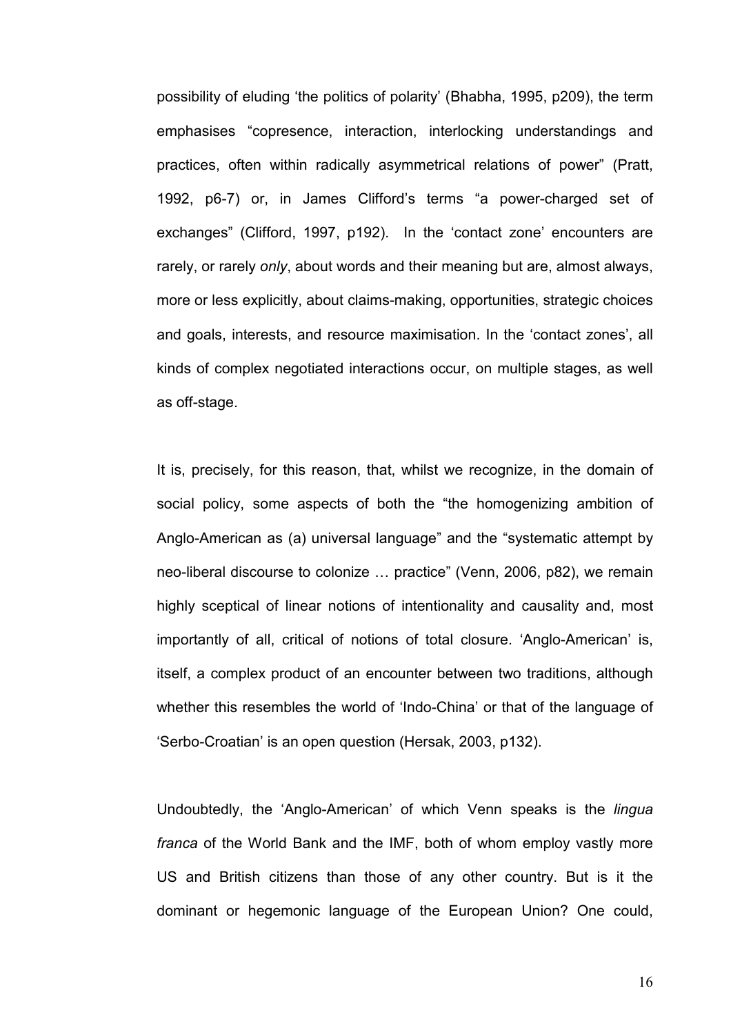possibility of eluding 'the politics of polarity' (Bhabha, 1995, p209), the term emphasises "copresence, interaction, interlocking understandings and practices, often within radically asymmetrical relations of power" (Pratt, 1992, p6-7) or, in James Clifford's terms "a power-charged set of exchanges" (Clifford, 1997, p192). In the 'contact zone' encounters are rarely, or rarely *only*, about words and their meaning but are, almost always, more or less explicitly, about claims-making, opportunities, strategic choices and goals, interests, and resource maximisation. In the 'contact zones', all kinds of complex negotiated interactions occur, on multiple stages, as well as off-stage.

It is, precisely, for this reason, that, whilst we recognize, in the domain of social policy, some aspects of both the "the homogenizing ambition of Anglo-American as (a) universal language" and the "systematic attempt by neo-liberal discourse to colonize … practice" (Venn, 2006, p82), we remain highly sceptical of linear notions of intentionality and causality and, most importantly of all, critical of notions of total closure. 'Anglo-American' is, itself, a complex product of an encounter between two traditions, although whether this resembles the world of 'Indo-China' or that of the language of 'Serbo-Croatian' is an open question (Hersak, 2003, p132).

Undoubtedly, the 'Anglo-American' of which Venn speaks is the *lingua franca* of the World Bank and the IMF, both of whom employ vastly more US and British citizens than those of any other country. But is it the dominant or hegemonic language of the European Union? One could,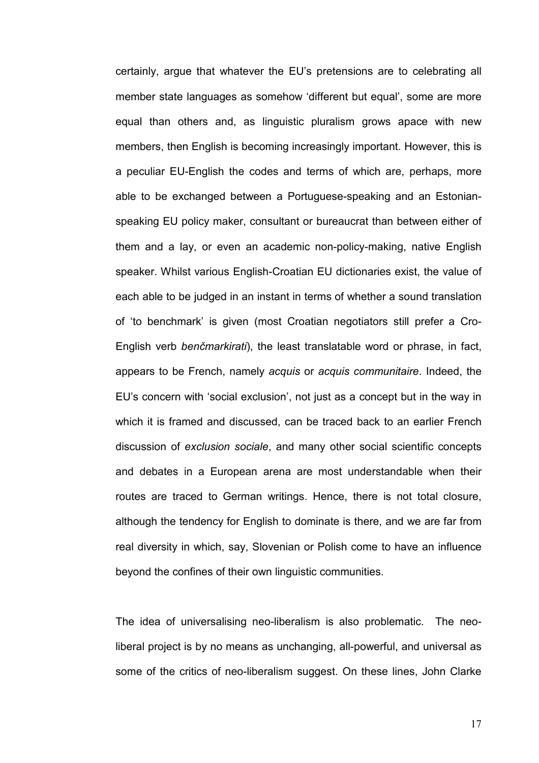certainly, argue that whatever the EU's pretensions are to celebrating all member state languages as somehow 'different but equal', some are more equal than others and, as linguistic pluralism grows apace with new members, then English is becoming increasingly important. However, this is a peculiar EU-English the codes and terms of which are, perhaps, more able to be exchanged between a Portuguese-speaking and an Estonian-speaking EU policy maker, consultant or bureaucrat than between either of them and a lay, or even an academic non-policy-making, native English speaker. Whilst various English-Croatian EU dictionaries exist, the value of each able to be judged in an instant in terms of whether a sound translation of 'to benchmark' is given (most Croatian negotiators still prefer a Cro-English verb *benčmarkirati*), the least translatable word or phrase, in fact, appears to be French, namely *acquis* or *acquis communitaire*. Indeed, the EU's concern with 'social exclusion', not just as a concept but in the way in which it is framed and discussed, can be traced back to an earlier French discussion of *exclusion sociale*, and many other social scientific concepts and debates in a European arena are most understandable when their routes are traced to German writings. Hence, there is not total closure, although the tendency for English to dominate is there, and we are far from real diversity in which, say, Slovenian or Polish come to have an influence beyond the confines of their own linguistic communities.

The idea of universalising neo-liberalism is also problematic. The neo-liberal project is by no means as unchanging, all-powerful, and universal as some of the critics of neo-liberalism suggest. On these lines, John Clarke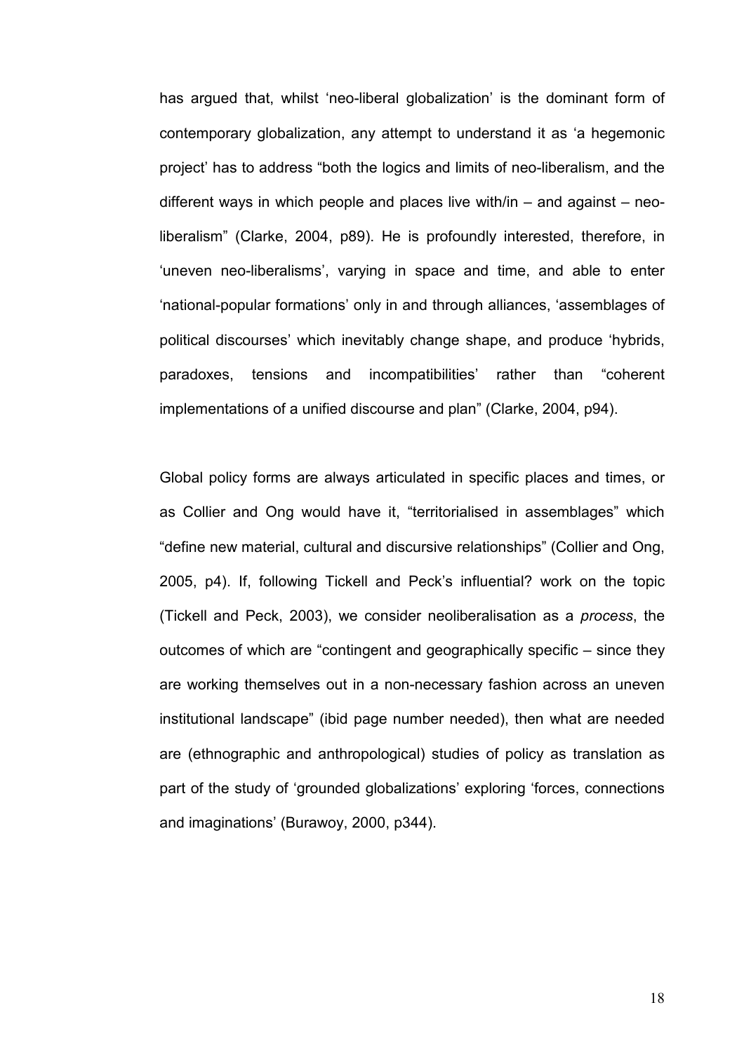has argued that, whilst 'neo-liberal globalization' is the dominant form of contemporary globalization, any attempt to understand it as 'a hegemonic project' has to address "both the logics and limits of neo-liberalism, and the different ways in which people and places live with/in – and against – neo-liberalism" (Clarke, 2004, p89). He is profoundly interested, therefore, in 'uneven neo-liberalisms', varying in space and time, and able to enter 'national-popular formations' only in and through alliances, 'assemblages of political discourses' which inevitably change shape, and produce 'hybrids, paradoxes, tensions and incompatibilities' rather than "coherent implementations of a unified discourse and plan" (Clarke, 2004, p94).

Global policy forms are always articulated in specific places and times, or as Collier and Ong would have it, "territorialised in assemblages" which "define new material, cultural and discursive relationships" (Collier and Ong, 2005, p4). If, following Tickell and Peck's influential? work on the topic (Tickell and Peck, 2003), we consider neoliberalisation as a *process*, the outcomes of which are "contingent and geographically specific – since they are working themselves out in a non-necessary fashion across an uneven institutional landscape" (ibid page number needed), then what are needed are (ethnographic and anthropological) studies of policy as translation as part of the study of 'grounded globalizations' exploring 'forces, connections and imaginations' (Burawoy, 2000, p344).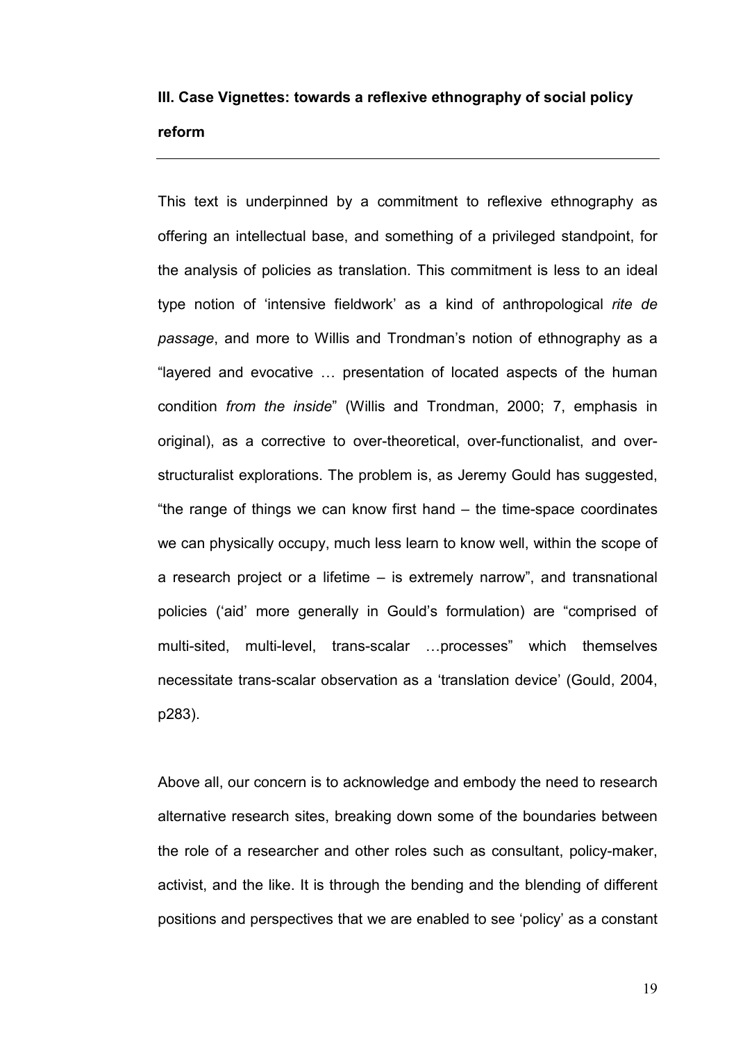## III. Case Vignettes: towards a reflexive ethnography of social policy reform

---

This text is underpinned by a commitment to reflexive ethnography as offering an intellectual base, and something of a privileged standpoint, for the analysis of policies as translation. This commitment is less to an ideal type notion of 'intensive fieldwork' as a kind of anthropological *rite de passage*, and more to Willis and Trondman's notion of ethnography as a "layered and evocative … presentation of located aspects of the human condition *from the inside*" (Willis and Trondman, 2000; 7, emphasis in original), as a corrective to over-theoretical, over-functionalist, and over-structuralist explorations. The problem is, as Jeremy Gould has suggested, "the range of things we can know first hand – the time-space coordinates we can physically occupy, much less learn to know well, within the scope of a research project or a lifetime – is extremely narrow", and transnational policies ('aid' more generally in Gould's formulation) are "comprised of multi-sited, multi-level, trans-scalar …processes" which themselves necessitate trans-scalar observation as a 'translation device' (Gould, 2004, p283).

Above all, our concern is to acknowledge and embody the need to research alternative research sites, breaking down some of the boundaries between the role of a researcher and other roles such as consultant, policy-maker, activist, and the like. It is through the bending and the blending of different positions and perspectives that we are enabled to see 'policy' as a constant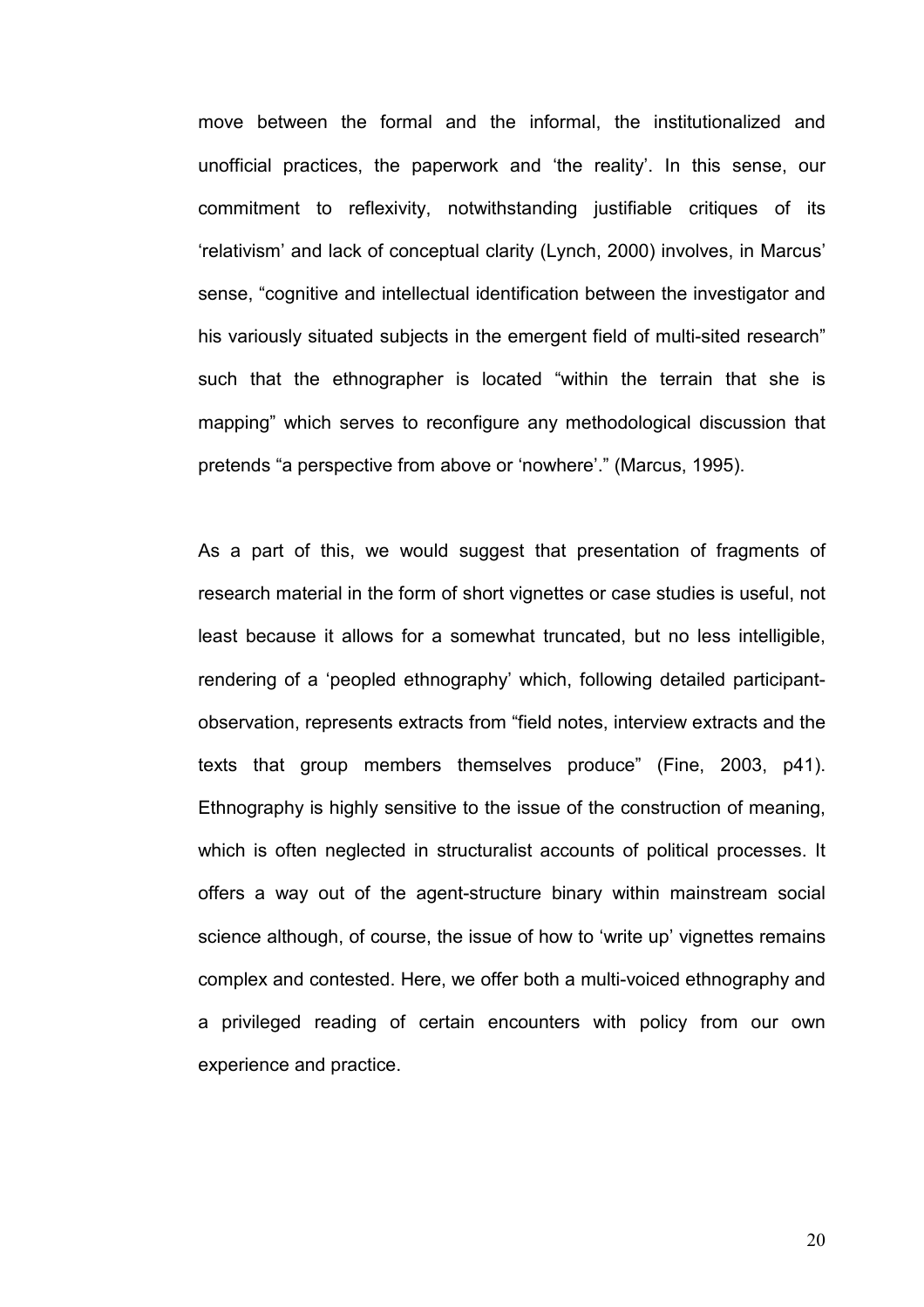move between the formal and the informal, the institutionalized and unofficial practices, the paperwork and 'the reality'. In this sense, our commitment to reflexivity, notwithstanding justifiable critiques of its 'relativism' and lack of conceptual clarity (Lynch, 2000) involves, in Marcus' sense, "cognitive and intellectual identification between the investigator and his variously situated subjects in the emergent field of multi-sited research" such that the ethnographer is located "within the terrain that she is mapping" which serves to reconfigure any methodological discussion that pretends "a perspective from above or 'nowhere'." (Marcus, 1995).

As a part of this, we would suggest that presentation of fragments of research material in the form of short vignettes or case studies is useful, not least because it allows for a somewhat truncated, but no less intelligible, rendering of a 'peopled ethnography' which, following detailed participant-observation, represents extracts from "field notes, interview extracts and the texts that group members themselves produce" (Fine, 2003, p41). Ethnography is highly sensitive to the issue of the construction of meaning, which is often neglected in structuralist accounts of political processes. It offers a way out of the agent-structure binary within mainstream social science although, of course, the issue of how to 'write up' vignettes remains complex and contested. Here, we offer both a multi-voiced ethnography and a privileged reading of certain encounters with policy from our own experience and practice.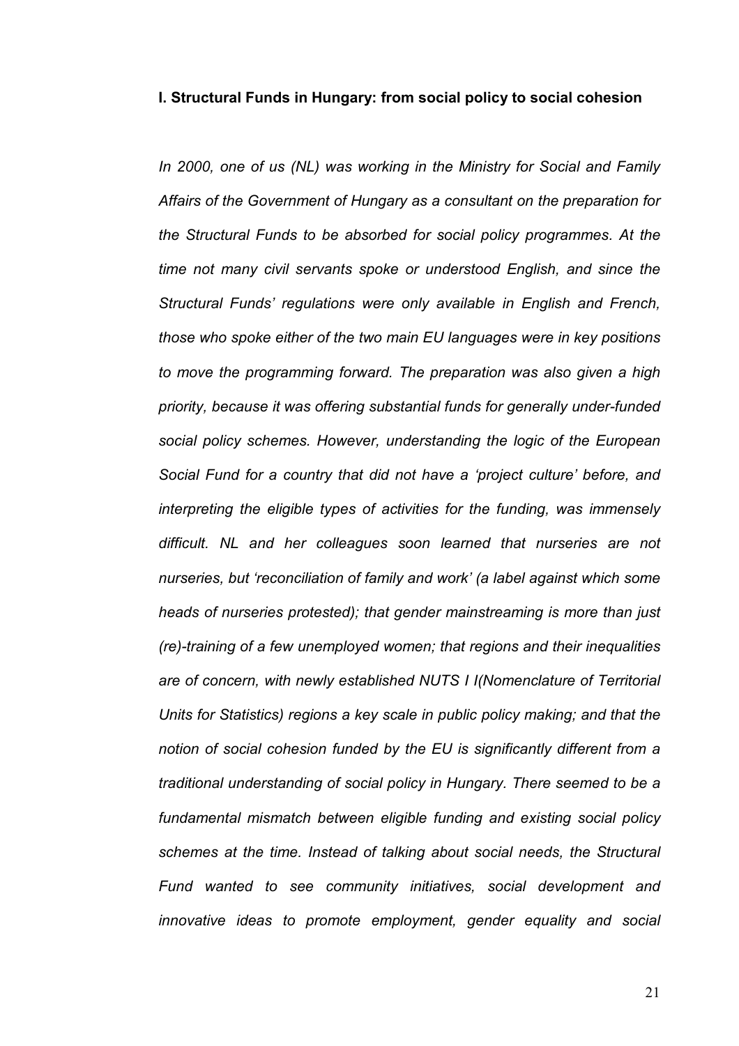## I. Structural Funds in Hungary: from social policy to social cohesion

*In 2000, one of us (NL) was working in the Ministry for Social and Family Affairs of the Government of Hungary as a consultant on the preparation for the Structural Funds to be absorbed for social policy programmes. At the time not many civil servants spoke or understood English, and since the Structural Funds' regulations were only available in English and French, those who spoke either of the two main EU languages were in key positions to move the programming forward. The preparation was also given a high priority, because it was offering substantial funds for generally under-funded social policy schemes. However, understanding the logic of the European Social Fund for a country that did not have a 'project culture' before, and interpreting the eligible types of activities for the funding, was immensely difficult. NL and her colleagues soon learned that nurseries are not nurseries, but 'reconciliation of family and work' (a label against which some heads of nurseries protested); that gender mainstreaming is more than just (re)-training of a few unemployed women; that regions and their inequalities are of concern, with newly established NUTS I I(Nomenclature of Territorial Units for Statistics) regions a key scale in public policy making; and that the notion of social cohesion funded by the EU is significantly different from a traditional understanding of social policy in Hungary. There seemed to be a fundamental mismatch between eligible funding and existing social policy schemes at the time. Instead of talking about social needs, the Structural Fund wanted to see community initiatives, social development and innovative ideas to promote employment, gender equality and social*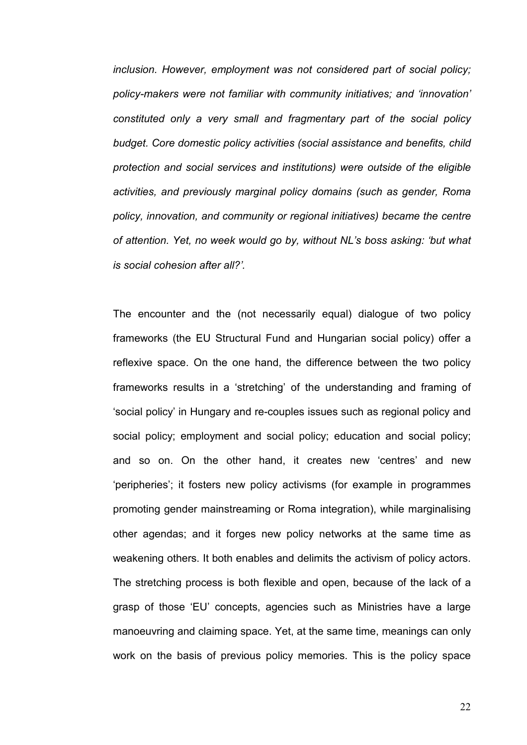*inclusion. However, employment was not considered part of social policy; policy-makers were not familiar with community initiatives; and 'innovation' constituted only a very small and fragmentary part of the social policy budget. Core domestic policy activities (social assistance and benefits, child protection and social services and institutions) were outside of the eligible activities, and previously marginal policy domains (such as gender, Roma policy, innovation, and community or regional initiatives) became the centre of attention. Yet, no week would go by, without NL's boss asking: 'but what is social cohesion after all?'.*

The encounter and the (not necessarily equal) dialogue of two policy frameworks (the EU Structural Fund and Hungarian social policy) offer a reflexive space. On the one hand, the difference between the two policy frameworks results in a 'stretching' of the understanding and framing of 'social policy' in Hungary and re-couples issues such as regional policy and social policy; employment and social policy; education and social policy; and so on. On the other hand, it creates new 'centres' and new 'peripheries'; it fosters new policy activisms (for example in programmes promoting gender mainstreaming or Roma integration), while marginalising other agendas; and it forges new policy networks at the same time as weakening others. It both enables and delimits the activism of policy actors. The stretching process is both flexible and open, because of the lack of a grasp of those 'EU' concepts, agencies such as Ministries have a large manoeuvring and claiming space. Yet, at the same time, meanings can only work on the basis of previous policy memories. This is the policy space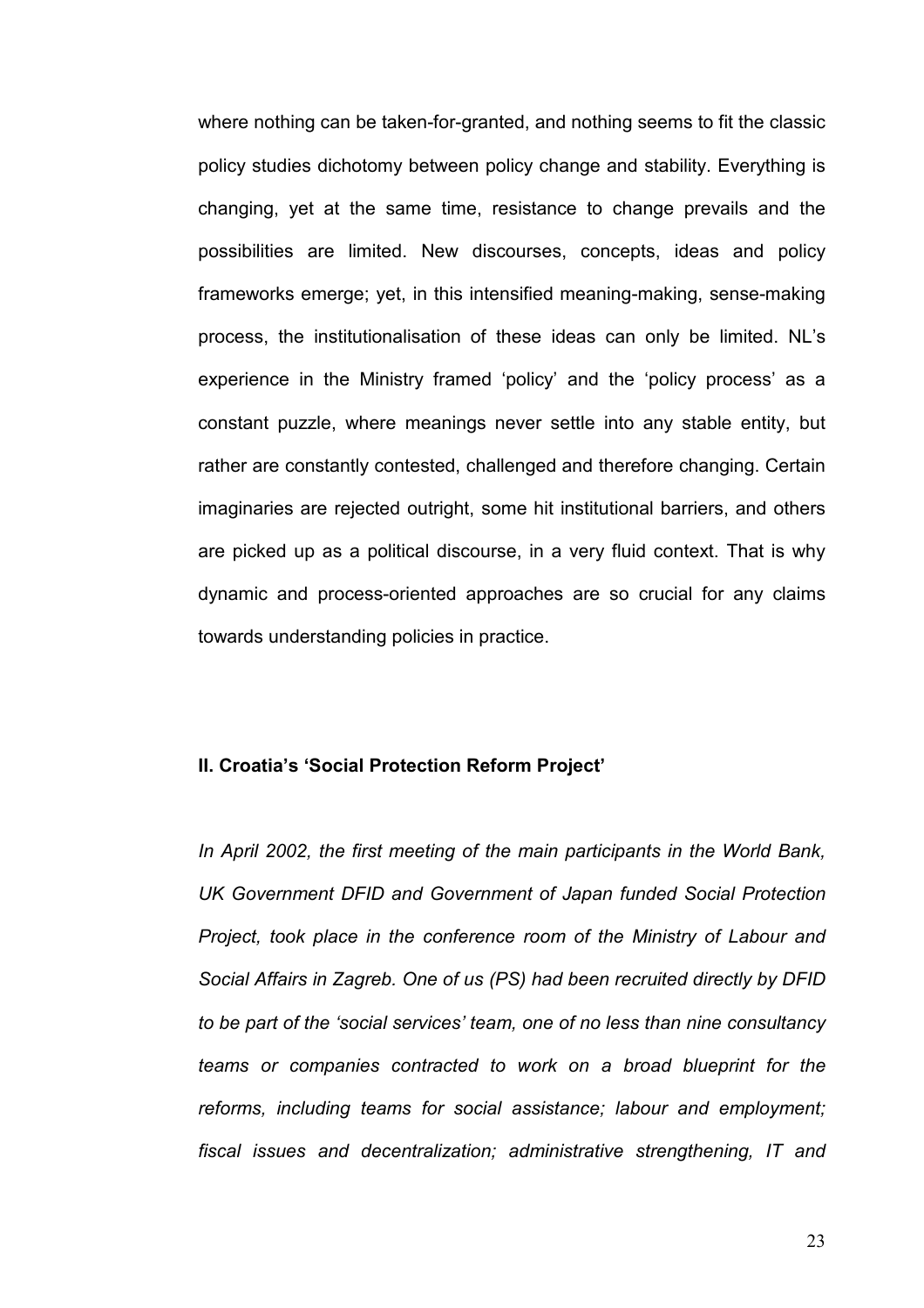where nothing can be taken-for-granted, and nothing seems to fit the classic policy studies dichotomy between policy change and stability. Everything is changing, yet at the same time, resistance to change prevails and the possibilities are limited. New discourses, concepts, ideas and policy frameworks emerge; yet, in this intensified meaning-making, sense-making process, the institutionalisation of these ideas can only be limited. NL's experience in the Ministry framed 'policy' and the 'policy process' as a constant puzzle, where meanings never settle into any stable entity, but rather are constantly contested, challenged and therefore changing. Certain imaginaries are rejected outright, some hit institutional barriers, and others are picked up as a political discourse, in a very fluid context. That is why dynamic and process-oriented approaches are so crucial for any claims towards understanding policies in practice.

## II. Croatia's 'Social Protection Reform Project'

*In April 2002, the first meeting of the main participants in the World Bank, UK Government DFID and Government of Japan funded Social Protection Project, took place in the conference room of the Ministry of Labour and Social Affairs in Zagreb. One of us (PS) had been recruited directly by DFID to be part of the 'social services' team, one of no less than nine consultancy teams or companies contracted to work on a broad blueprint for the reforms, including teams for social assistance; labour and employment; fiscal issues and decentralization; administrative strengthening, IT and*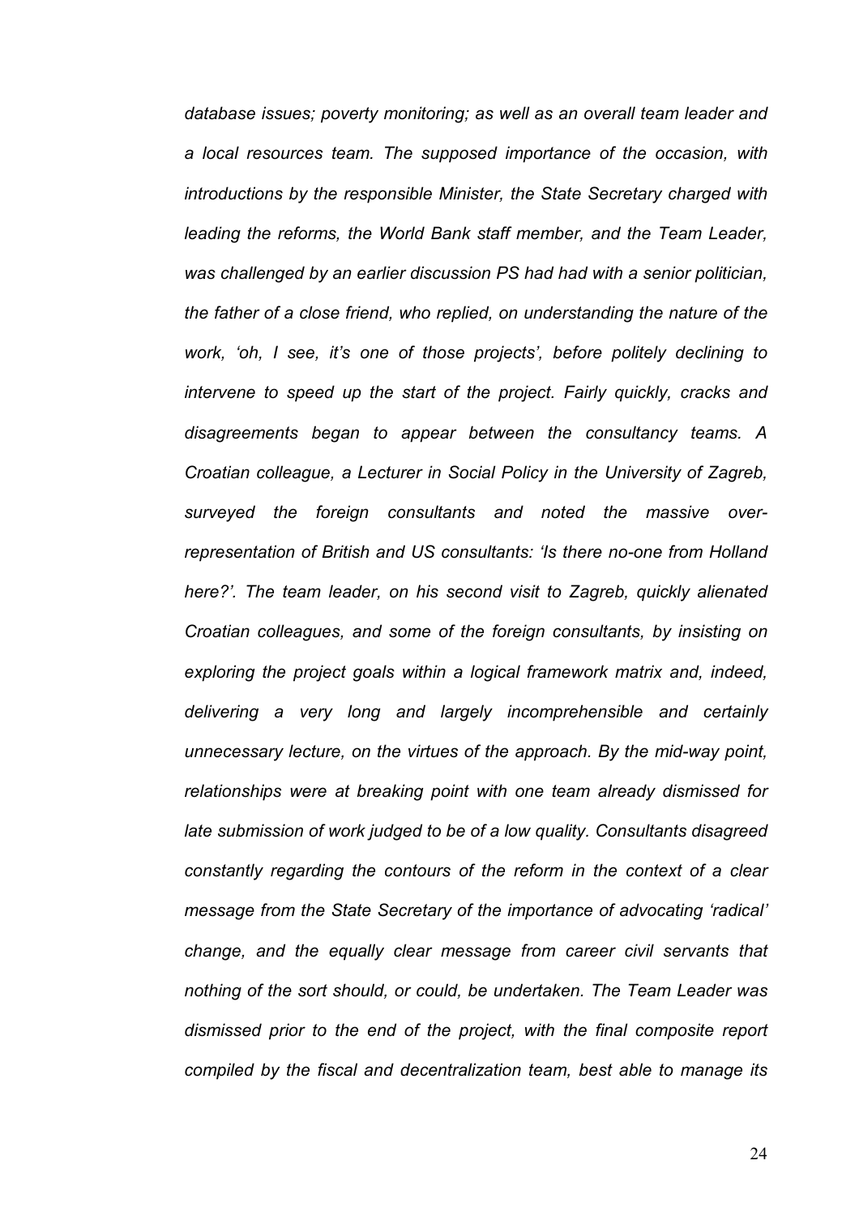*database issues; poverty monitoring; as well as an overall team leader and a local resources team. The supposed importance of the occasion, with introductions by the responsible Minister, the State Secretary charged with leading the reforms, the World Bank staff member, and the Team Leader, was challenged by an earlier discussion PS had had with a senior politician, the father of a close friend, who replied, on understanding the nature of the work, 'oh, I see, it's one of those projects', before politely declining to intervene to speed up the start of the project. Fairly quickly, cracks and disagreements began to appear between the consultancy teams. A Croatian colleague, a Lecturer in Social Policy in the University of Zagreb, surveyed the foreign consultants and noted the massive over-representation of British and US consultants: 'Is there no-one from Holland here?'. The team leader, on his second visit to Zagreb, quickly alienated Croatian colleagues, and some of the foreign consultants, by insisting on exploring the project goals within a logical framework matrix and, indeed, delivering a very long and largely incomprehensible and certainly unnecessary lecture, on the virtues of the approach. By the mid-way point, relationships were at breaking point with one team already dismissed for late submission of work judged to be of a low quality. Consultants disagreed constantly regarding the contours of the reform in the context of a clear message from the State Secretary of the importance of advocating 'radical' change, and the equally clear message from career civil servants that nothing of the sort should, or could, be undertaken. The Team Leader was dismissed prior to the end of the project, with the final composite report compiled by the fiscal and decentralization team, best able to manage its*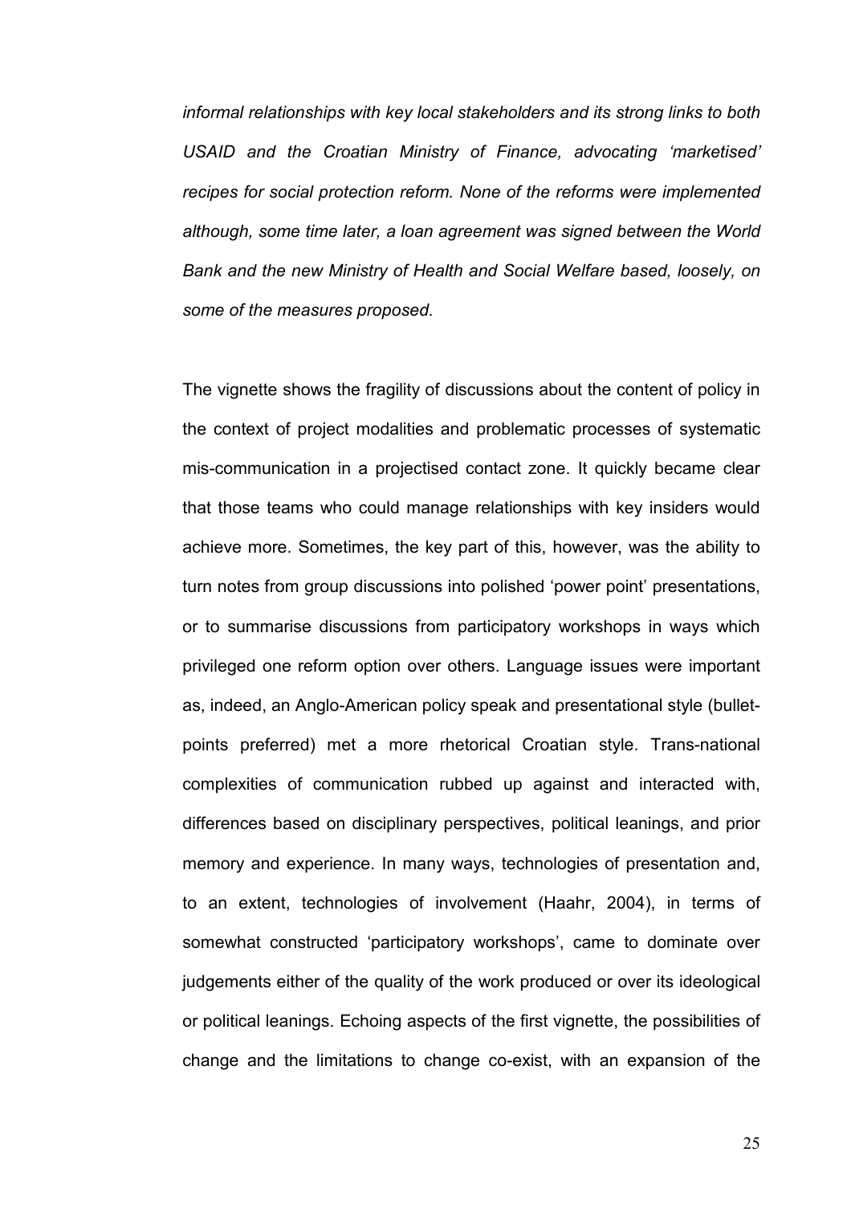*informal relationships with key local stakeholders and its strong links to both USAID and the Croatian Ministry of Finance, advocating 'marketised' recipes for social protection reform. None of the reforms were implemented although, some time later, a loan agreement was signed between the World Bank and the new Ministry of Health and Social Welfare based, loosely, on some of the measures proposed.*

The vignette shows the fragility of discussions about the content of policy in the context of project modalities and problematic processes of systematic mis-communication in a projectised contact zone. It quickly became clear that those teams who could manage relationships with key insiders would achieve more. Sometimes, the key part of this, however, was the ability to turn notes from group discussions into polished 'power point' presentations, or to summarise discussions from participatory workshops in ways which privileged one reform option over others. Language issues were important as, indeed, an Anglo-American policy speak and presentational style (bullet-points preferred) met a more rhetorical Croatian style. Trans-national complexities of communication rubbed up against and interacted with, differences based on disciplinary perspectives, political leanings, and prior memory and experience. In many ways, technologies of presentation and, to an extent, technologies of involvement (Haahr, 2004), in terms of somewhat constructed 'participatory workshops', came to dominate over judgements either of the quality of the work produced or over its ideological or political leanings. Echoing aspects of the first vignette, the possibilities of change and the limitations to change co-exist, with an expansion of the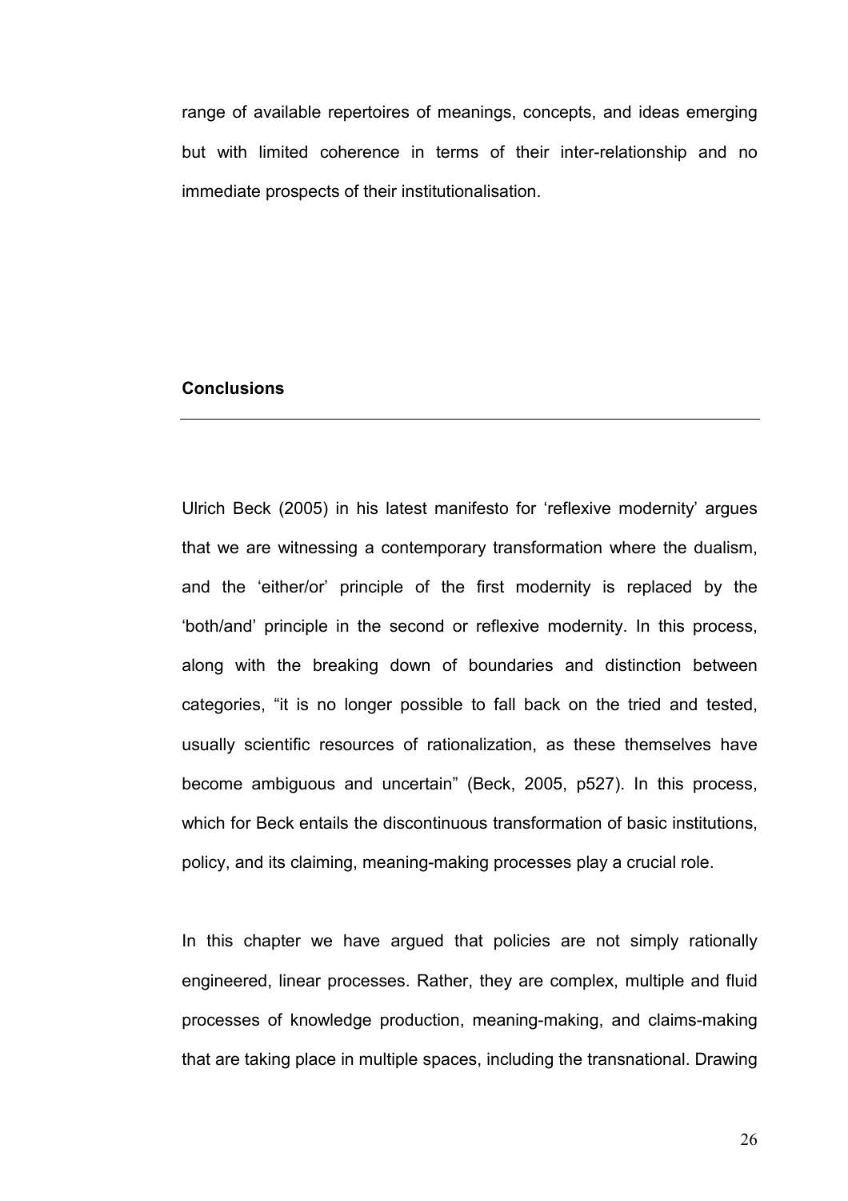range of available repertoires of meanings, concepts, and ideas emerging but with limited coherence in terms of their inter-relationship and no immediate prospects of their institutionalisation.

## Conclusions

---

Ulrich Beck (2005) in his latest manifesto for 'reflexive modernity' argues that we are witnessing a contemporary transformation where the dualism, and the 'either/or' principle of the first modernity is replaced by the 'both/and' principle in the second or reflexive modernity. In this process, along with the breaking down of boundaries and distinction between categories, "it is no longer possible to fall back on the tried and tested, usually scientific resources of rationalization, as these themselves have become ambiguous and uncertain" (Beck, 2005, p527). In this process, which for Beck entails the discontinuous transformation of basic institutions, policy, and its claiming, meaning-making processes play a crucial role.

In this chapter we have argued that policies are not simply rationally engineered, linear processes. Rather, they are complex, multiple and fluid processes of knowledge production, meaning-making, and claims-making that are taking place in multiple spaces, including the transnational. Drawing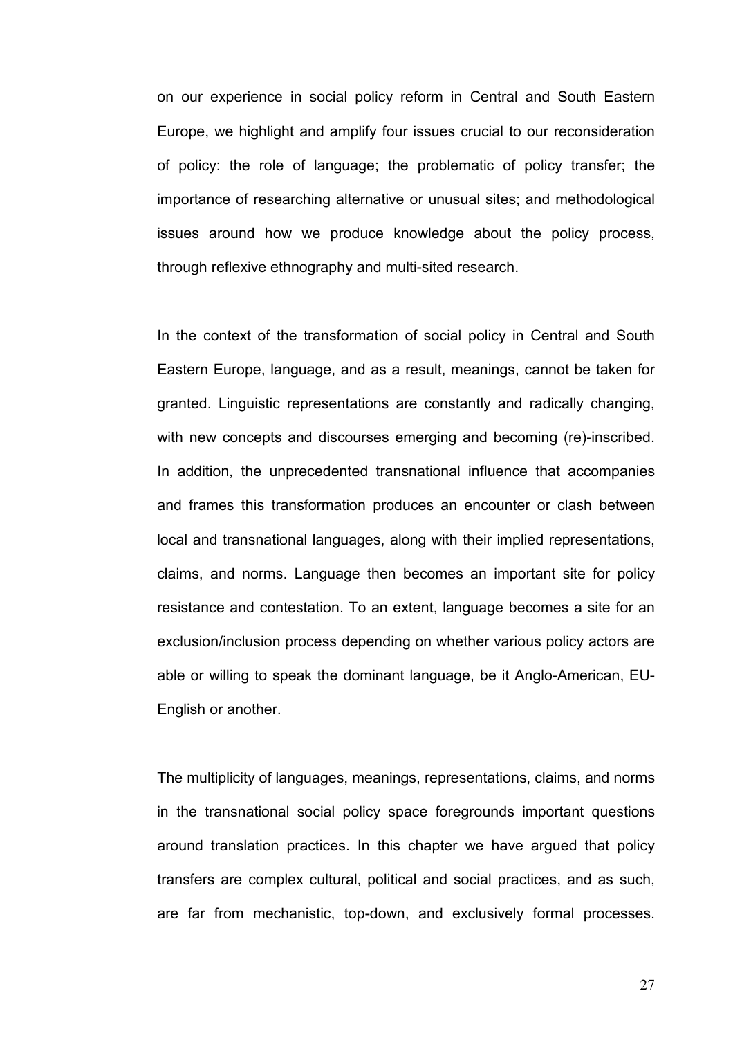on our experience in social policy reform in Central and South Eastern Europe, we highlight and amplify four issues crucial to our reconsideration of policy: the role of language; the problematic of policy transfer; the importance of researching alternative or unusual sites; and methodological issues around how we produce knowledge about the policy process, through reflexive ethnography and multi-sited research.

In the context of the transformation of social policy in Central and South Eastern Europe, language, and as a result, meanings, cannot be taken for granted. Linguistic representations are constantly and radically changing, with new concepts and discourses emerging and becoming (re)-inscribed. In addition, the unprecedented transnational influence that accompanies and frames this transformation produces an encounter or clash between local and transnational languages, along with their implied representations, claims, and norms. Language then becomes an important site for policy resistance and contestation. To an extent, language becomes a site for an exclusion/inclusion process depending on whether various policy actors are able or willing to speak the dominant language, be it Anglo-American, EU-English or another.

The multiplicity of languages, meanings, representations, claims, and norms in the transnational social policy space foregrounds important questions around translation practices. In this chapter we have argued that policy transfers are complex cultural, political and social practices, and as such, are far from mechanistic, top-down, and exclusively formal processes.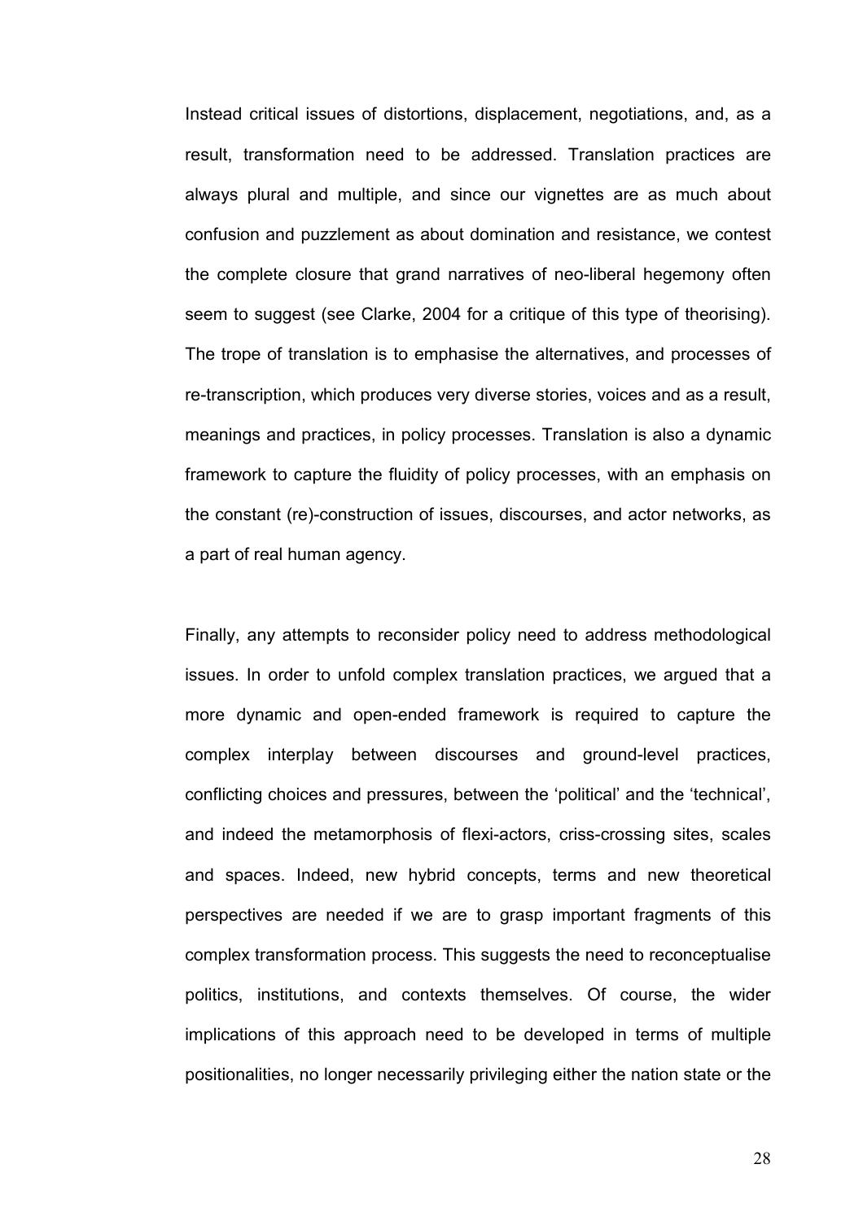Instead critical issues of distortions, displacement, negotiations, and, as a result, transformation need to be addressed. Translation practices are always plural and multiple, and since our vignettes are as much about confusion and puzzlement as about domination and resistance, we contest the complete closure that grand narratives of neo-liberal hegemony often seem to suggest (see Clarke, 2004 for a critique of this type of theorising). The trope of translation is to emphasise the alternatives, and processes of re-transcription, which produces very diverse stories, voices and as a result, meanings and practices, in policy processes. Translation is also a dynamic framework to capture the fluidity of policy processes, with an emphasis on the constant (re)-construction of issues, discourses, and actor networks, as a part of real human agency.

Finally, any attempts to reconsider policy need to address methodological issues. In order to unfold complex translation practices, we argued that a more dynamic and open-ended framework is required to capture the complex interplay between discourses and ground-level practices, conflicting choices and pressures, between the 'political' and the 'technical', and indeed the metamorphosis of flexi-actors, criss-crossing sites, scales and spaces. Indeed, new hybrid concepts, terms and new theoretical perspectives are needed if we are to grasp important fragments of this complex transformation process. This suggests the need to reconceptualise politics, institutions, and contexts themselves. Of course, the wider implications of this approach need to be developed in terms of multiple positionalities, no longer necessarily privileging either the nation state or the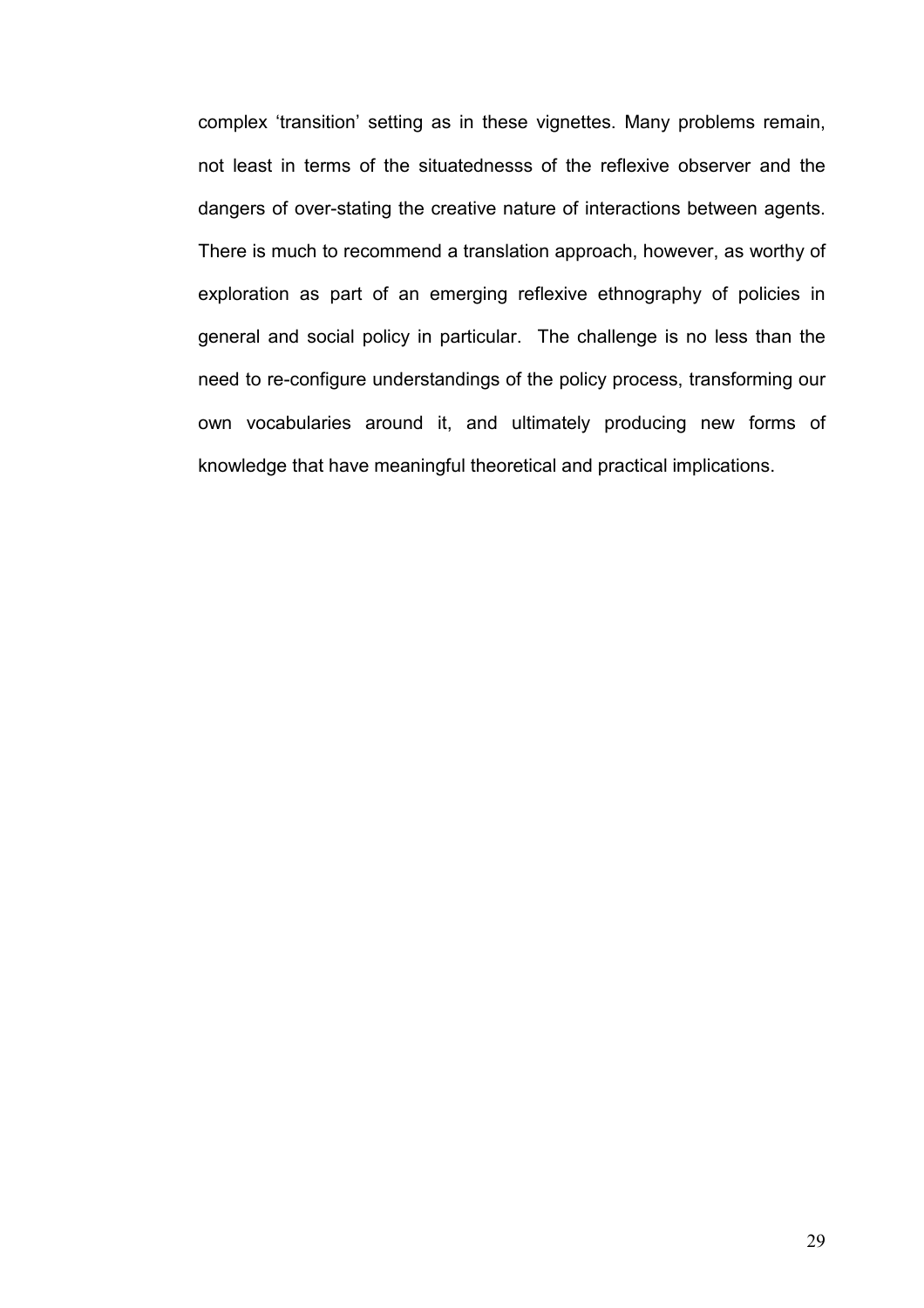complex ‘transition’ setting as in these vignettes. Many problems remain, not least in terms of the situatednesss of the reflexive observer and the dangers of over-stating the creative nature of interactions between agents. There is much to recommend a translation approach, however, as worthy of exploration as part of an emerging reflexive ethnography of policies in general and social policy in particular.  The challenge is no less than the need to re-configure understandings of the policy process, transforming our own vocabularies around it, and ultimately producing new forms of knowledge that have meaningful theoretical and practical implications.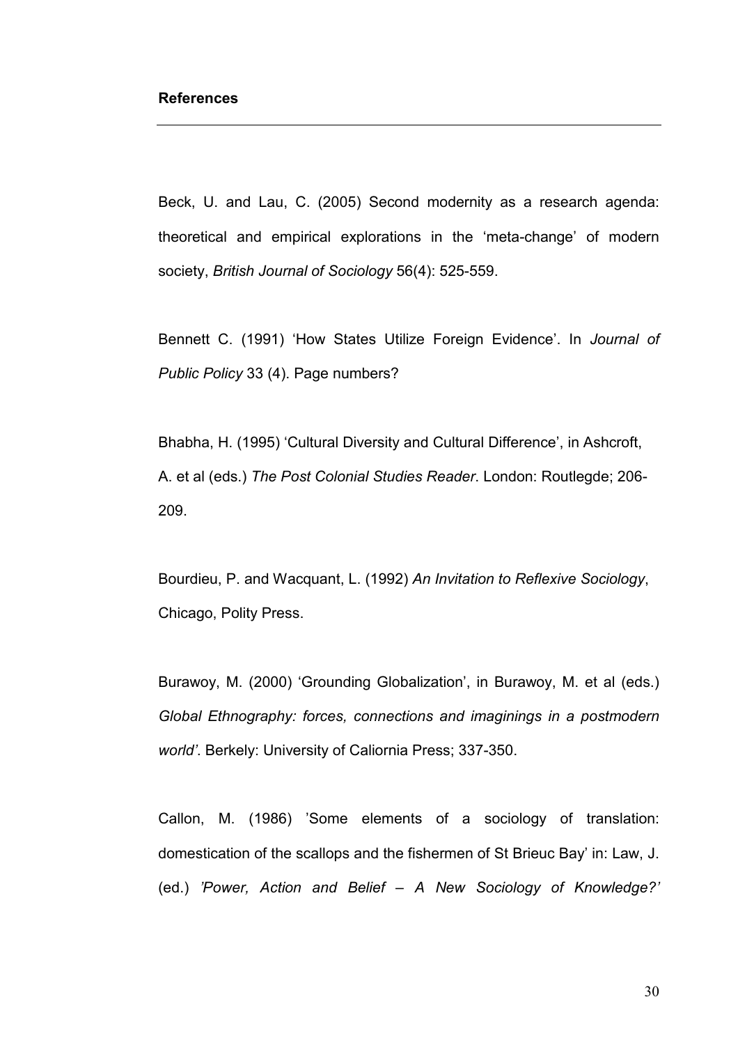**References**

---

Beck, U. and Lau, C. (2005) Second modernity as a research agenda: theoretical and empirical explorations in the 'meta-change' of modern society, *British Journal of Sociology* 56(4): 525-559.

Bennett C. (1991) 'How States Utilize Foreign Evidence'. In *Journal of Public Policy* 33 (4). Page numbers?

Bhabha, H. (1995) 'Cultural Diversity and Cultural Difference', in Ashcroft, A. et al (eds.) *The Post Colonial Studies Reader*. London: Routlegde; 206-209.

Bourdieu, P. and Wacquant, L. (1992) *An Invitation to Reflexive Sociology*, Chicago, Polity Press.

Burawoy, M. (2000) 'Grounding Globalization', in Burawoy, M. et al (eds.) *Global Ethnography: forces, connections and imaginings in a postmodern world'*. Berkely: University of Caliornia Press; 337-350.

Callon, M. (1986) 'Some elements of a sociology of translation: domestication of the scallops and the fishermen of St Brieuc Bay' in: Law, J. (ed.) *'Power, Action and Belief – A New Sociology of Knowledge?'*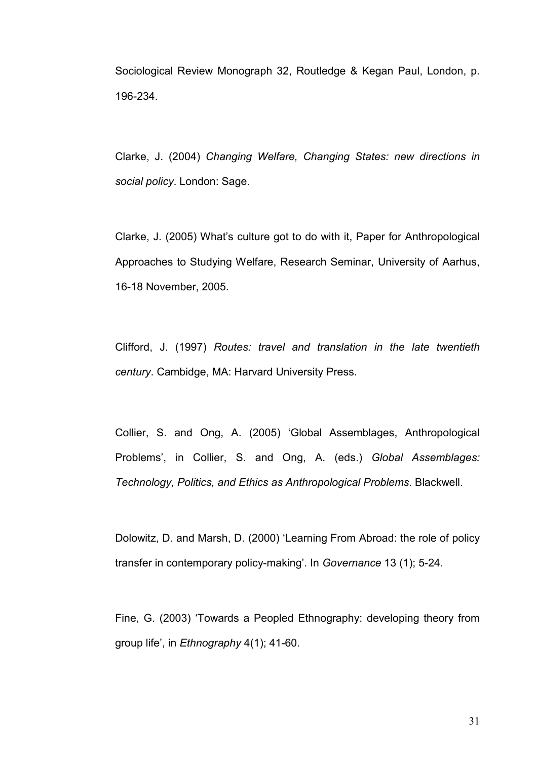Sociological Review Monograph 32, Routledge & Kegan Paul, London, p. 196-234.

Clarke, J. (2004) *Changing Welfare, Changing States: new directions in social policy*. London: Sage.

Clarke, J. (2005) What's culture got to do with it, Paper for Anthropological Approaches to Studying Welfare, Research Seminar, University of Aarhus, 16-18 November, 2005.

Clifford, J. (1997) *Routes: travel and translation in the late twentieth century*. Cambidge, MA: Harvard University Press.

Collier, S. and Ong, A. (2005) 'Global Assemblages, Anthropological Problems', in Collier, S. and Ong, A. (eds.) *Global Assemblages: Technology, Politics, and Ethics as Anthropological Problems*. Blackwell.

Dolowitz, D. and Marsh, D. (2000) 'Learning From Abroad: the role of policy transfer in contemporary policy-making'. In *Governance* 13 (1); 5-24.

Fine, G. (2003) 'Towards a Peopled Ethnography: developing theory from group life', in *Ethnography* 4(1); 41-60.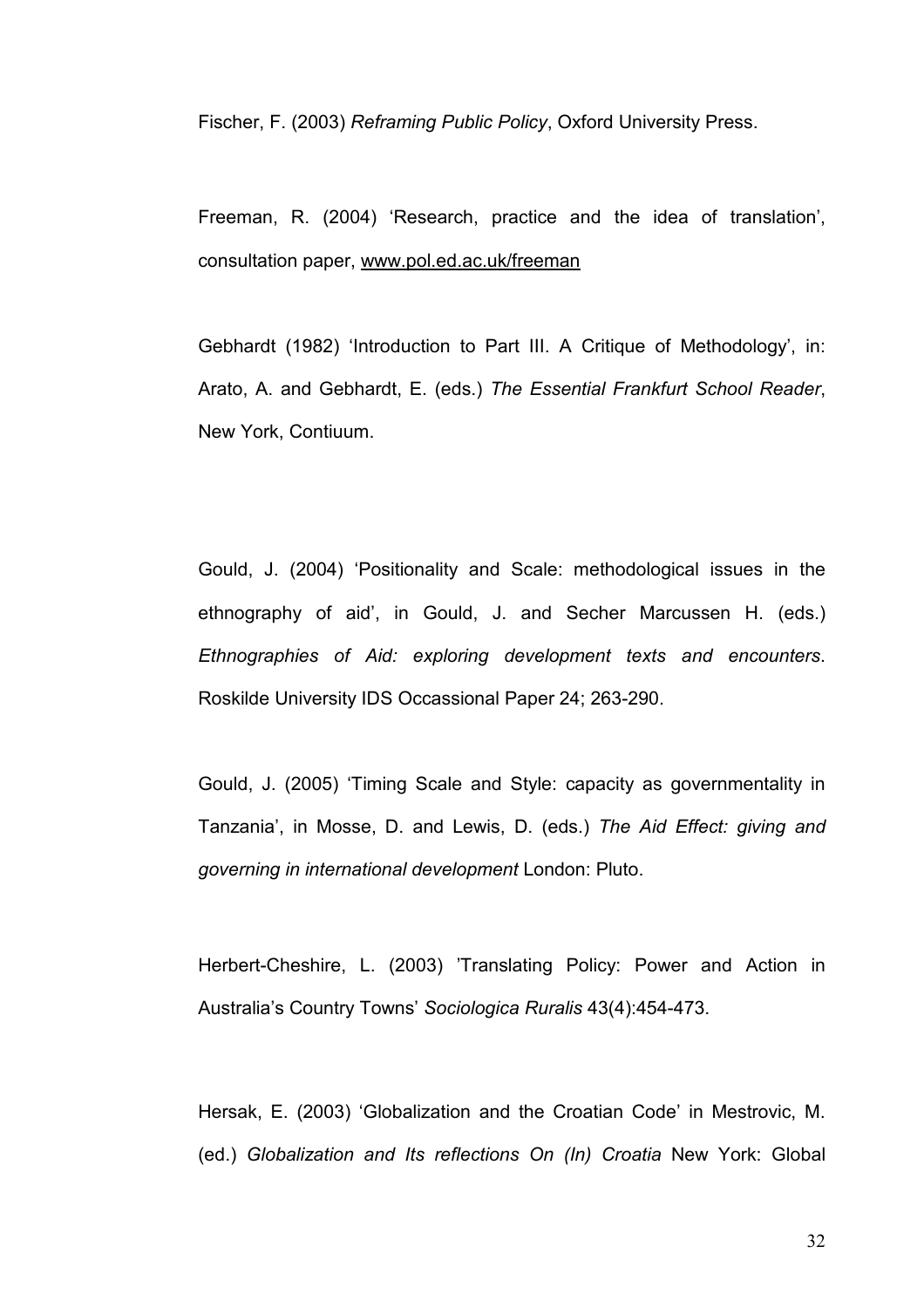Fischer, F. (2003) *Reframing Public Policy*, Oxford University Press.

Freeman, R. (2004) 'Research, practice and the idea of translation', consultation paper, www.pol.ed.ac.uk/freeman

Gebhardt (1982) 'Introduction to Part III. A Critique of Methodology', in: Arato, A. and Gebhardt, E. (eds.) *The Essential Frankfurt School Reader*, New York, Contiuum.

Gould, J. (2004) 'Positionality and Scale: methodological issues in the ethnography of aid', in Gould, J. and Secher Marcussen H. (eds.) *Ethnographies of Aid: exploring development texts and encounters*. Roskilde University IDS Occassional Paper 24; 263-290.

Gould, J. (2005) 'Timing Scale and Style: capacity as governmentality in Tanzania', in Mosse, D. and Lewis, D. (eds.) *The Aid Effect: giving and governing in international development* London: Pluto.

Herbert-Cheshire, L. (2003) 'Translating Policy: Power and Action in Australia's Country Towns' *Sociologica Ruralis* 43(4):454-473.

Hersak, E. (2003) 'Globalization and the Croatian Code' in Mestrovic, M. (ed.) *Globalization and Its reflections On (In) Croatia* New York: Global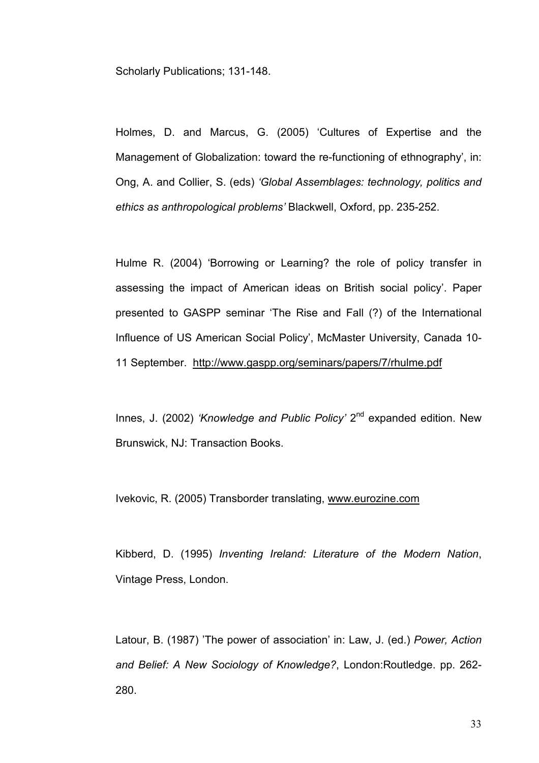Scholarly Publications; 131-148.

Holmes, D. and Marcus, G. (2005) 'Cultures of Expertise and the Management of Globalization: toward the re-functioning of ethnography', in: Ong, A. and Collier, S. (eds) *'Global Assemblages: technology, politics and ethics as anthropological problems'* Blackwell, Oxford, pp. 235-252.

Hulme R. (2004) 'Borrowing or Learning? the role of policy transfer in assessing the impact of American ideas on British social policy'. Paper presented to GASPP seminar 'The Rise and Fall (?) of the International Influence of US American Social Policy', McMaster University, Canada 10-11 September. http://www.gaspp.org/seminars/papers/7/rhulme.pdf

Innes, J. (2002) *'Knowledge and Public Policy'* 2nd expanded edition. New Brunswick, NJ: Transaction Books.

Ivekovic, R. (2005) Transborder translating, www.eurozine.com

Kibberd, D. (1995) *Inventing Ireland: Literature of the Modern Nation*, Vintage Press, London.

Latour, B. (1987) 'The power of association' in: Law, J. (ed.) *Power, Action and Belief: A New Sociology of Knowledge?*, London:Routledge. pp. 262-280.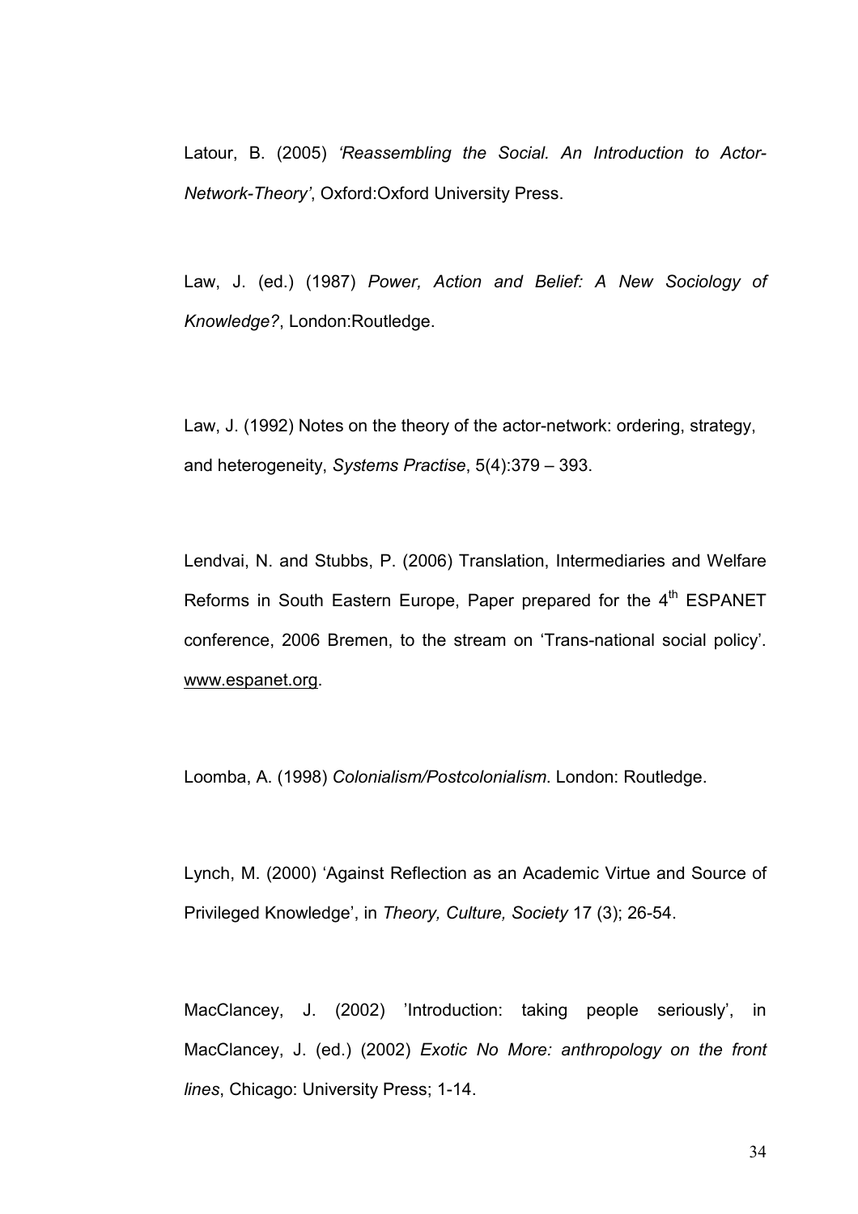Latour, B. (2005) *'Reassembling the Social. An Introduction to Actor-Network-Theory'*, Oxford:Oxford University Press.

Law, J. (ed.) (1987) *Power, Action and Belief: A New Sociology of Knowledge?*, London:Routledge.

Law, J. (1992) Notes on the theory of the actor-network: ordering, strategy, and heterogeneity, *Systems Practise*, 5(4):379 – 393.

Lendvai, N. and Stubbs, P. (2006) Translation, Intermediaries and Welfare Reforms in South Eastern Europe, Paper prepared for the 4th ESPANET conference, 2006 Bremen, to the stream on 'Trans-national social policy'. www.espanet.org.

Loomba, A. (1998) *Colonialism/Postcolonialism*. London: Routledge.

Lynch, M. (2000) 'Against Reflection as an Academic Virtue and Source of Privileged Knowledge', in *Theory, Culture, Society* 17 (3); 26-54.

MacClancey, J. (2002) 'Introduction: taking people seriously', in MacClancey, J. (ed.) (2002) *Exotic No More: anthropology on the front lines*, Chicago: University Press; 1-14.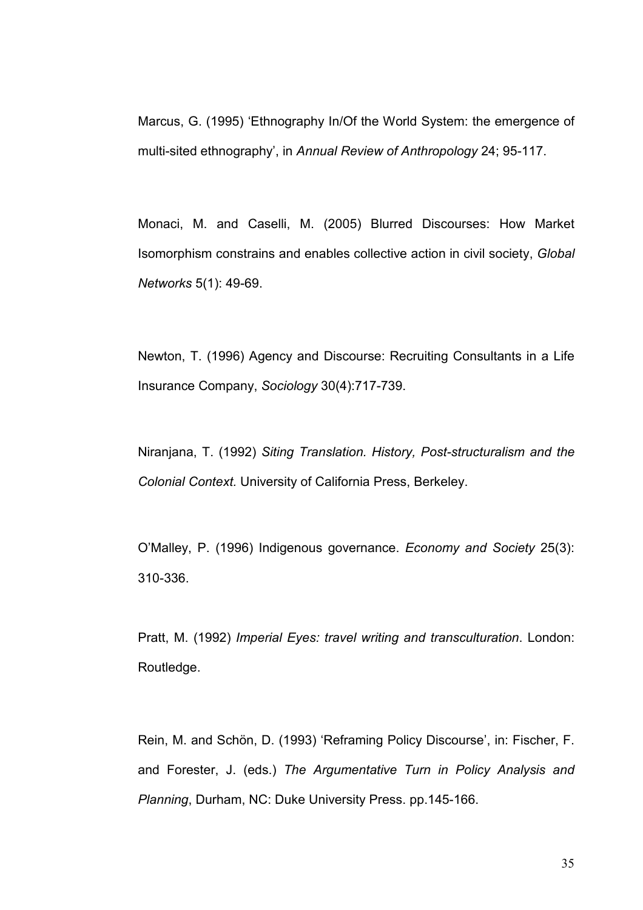Marcus, G. (1995) ‘Ethnography In/Of the World System: the emergence of multi-sited ethnography’, in *Annual Review of Anthropology* 24; 95-117.

Monaci, M. and Caselli, M. (2005) Blurred Discourses: How Market Isomorphism constrains and enables collective action in civil society, *Global Networks* 5(1): 49-69.

Newton, T. (1996) Agency and Discourse: Recruiting Consultants in a Life Insurance Company, *Sociology* 30(4):717-739.

Niranjana, T. (1992) *Siting Translation. History, Post-structuralism and the Colonial Context.* University of California Press, Berkeley.

O’Malley, P. (1996) Indigenous governance. *Economy and Society* 25(3): 310-336.

Pratt, M. (1992) *Imperial Eyes: travel writing and transculturation*. London: Routledge.

Rein, M. and Schön, D. (1993) ‘Reframing Policy Discourse’, in: Fischer, F. and Forester, J. (eds.) *The Argumentative Turn in Policy Analysis and Planning*, Durham, NC: Duke University Press. pp.145-166.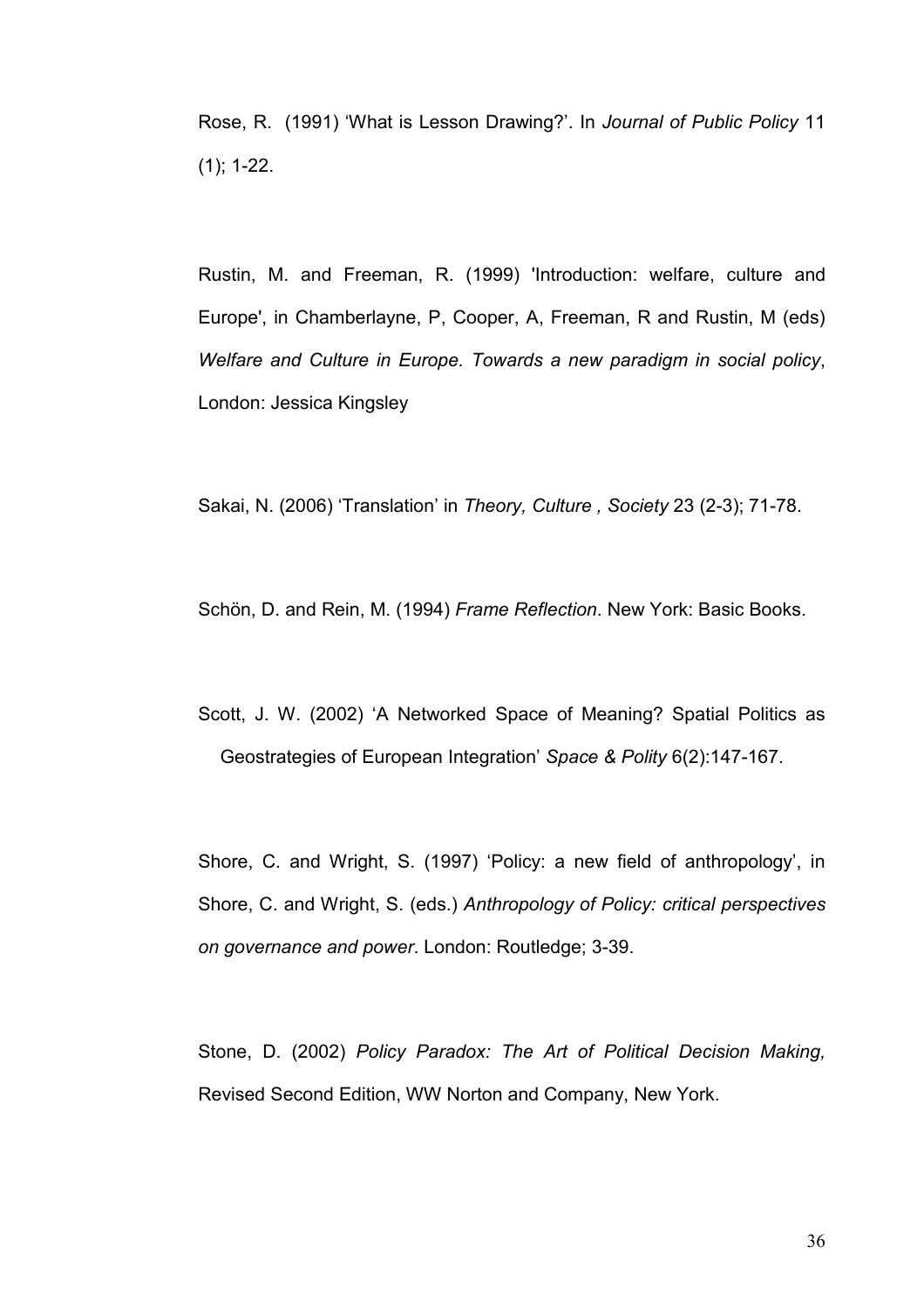Rose, R. (1991) 'What is Lesson Drawing?'. In *Journal of Public Policy* 11 (1); 1-22.

Rustin, M. and Freeman, R. (1999) 'Introduction: welfare, culture and Europe', in Chamberlayne, P, Cooper, A, Freeman, R and Rustin, M (eds) *Welfare and Culture in Europe. Towards a new paradigm in social policy*, London: Jessica Kingsley

Sakai, N. (2006) 'Translation' in *Theory, Culture , Society* 23 (2-3); 71-78.

Schön, D. and Rein, M. (1994) *Frame Reflection*. New York: Basic Books.

Scott, J. W. (2002) 'A Networked Space of Meaning? Spatial Politics as Geostrategies of European Integration' *Space & Polity* 6(2):147-167.

Shore, C. and Wright, S. (1997) 'Policy: a new field of anthropology', in Shore, C. and Wright, S. (eds.) *Anthropology of Policy: critical perspectives on governance and power*. London: Routledge; 3-39.

Stone, D. (2002) *Policy Paradox: The Art of Political Decision Making,* Revised Second Edition, WW Norton and Company, New York.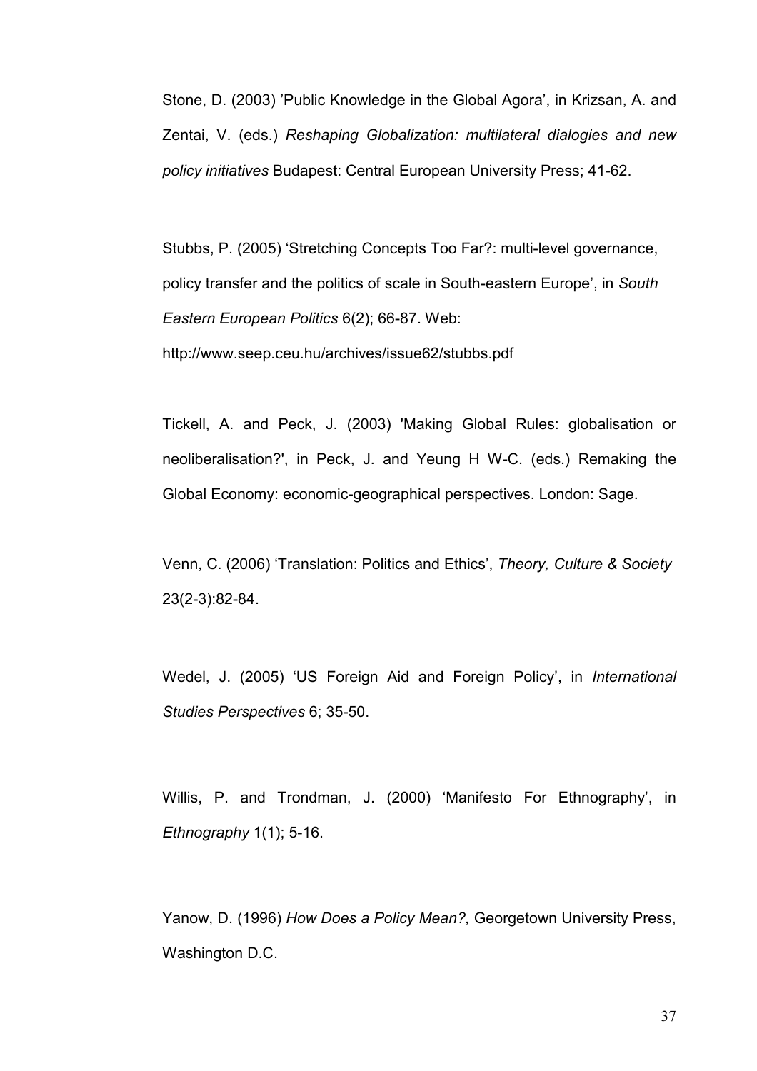Stone, D. (2003) 'Public Knowledge in the Global Agora', in Krizsan, A. and Zentai, V. (eds.) *Reshaping Globalization: multilateral dialogies and new policy initiatives* Budapest: Central European University Press; 41-62.

Stubbs, P. (2005) 'Stretching Concepts Too Far?: multi-level governance, policy transfer and the politics of scale in South-eastern Europe', in *South Eastern European Politics* 6(2); 66-87. Web: http://www.seep.ceu.hu/archives/issue62/stubbs.pdf

Tickell, A. and Peck, J. (2003) 'Making Global Rules: globalisation or neoliberalisation?', in Peck, J. and Yeung H W-C. (eds.) Remaking the Global Economy: economic-geographical perspectives. London: Sage.

Venn, C. (2006) 'Translation: Politics and Ethics', *Theory, Culture & Society* 23(2-3):82-84.

Wedel, J. (2005) 'US Foreign Aid and Foreign Policy', in *International Studies Perspectives* 6; 35-50.

Willis, P. and Trondman, J. (2000) 'Manifesto For Ethnography', in *Ethnography* 1(1); 5-16.

Yanow, D. (1996) *How Does a Policy Mean?,* Georgetown University Press, Washington D.C.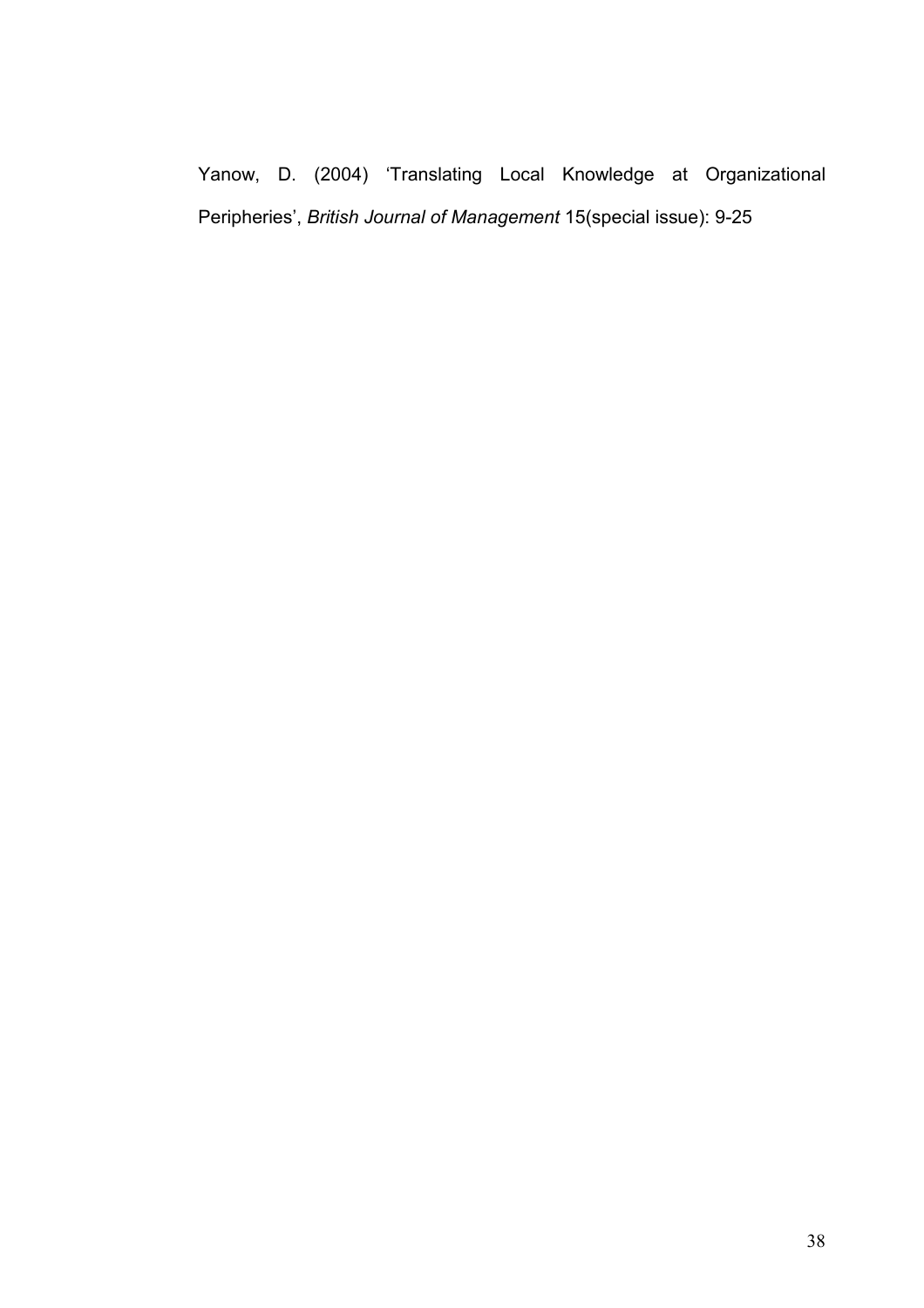Yanow, D. (2004) 'Translating Local Knowledge at Organizational Peripheries', *British Journal of Management* 15(special issue): 9-25